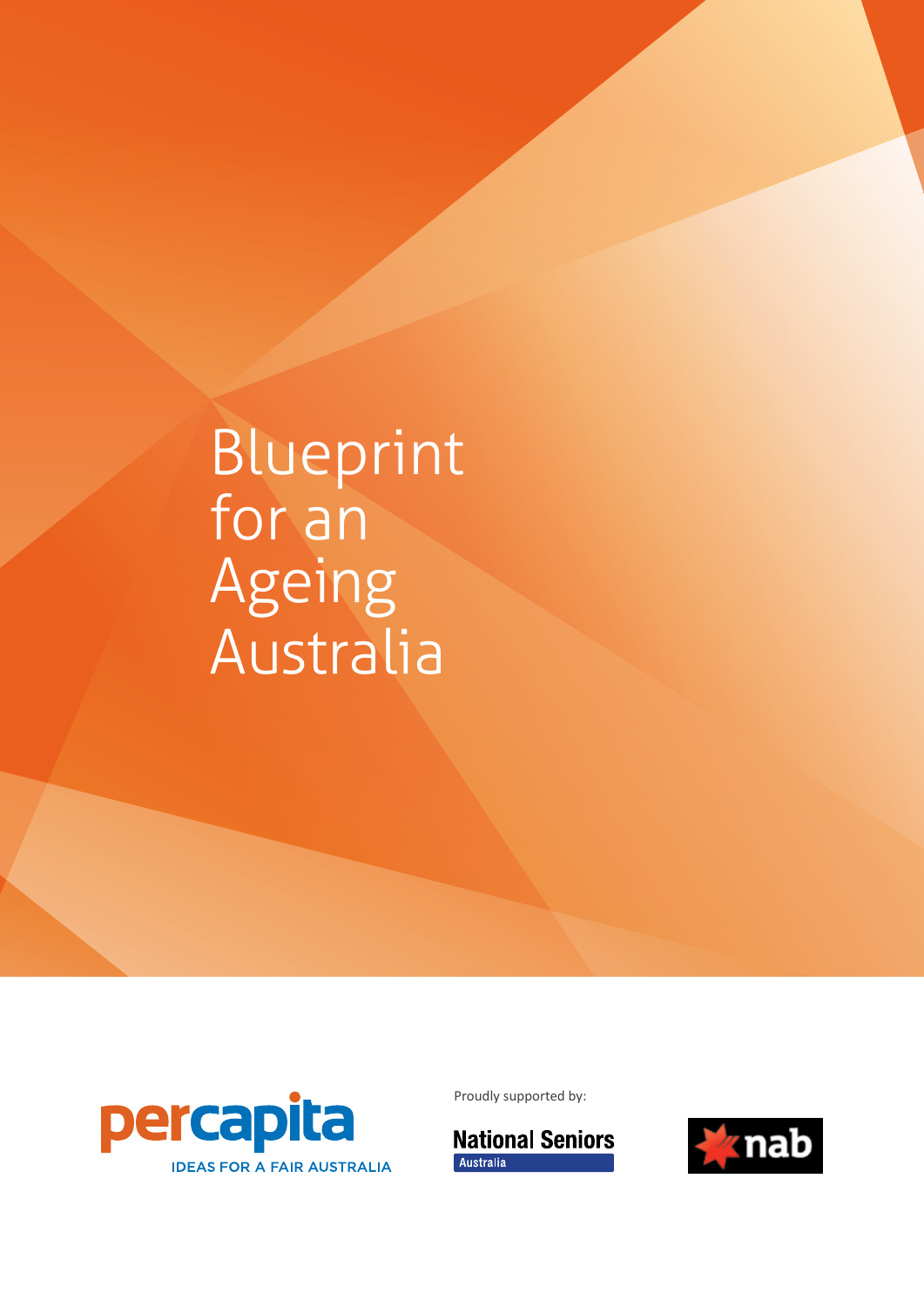# Blueprint for an Ageing Australia

percapita

IDEAS FOR A FAIR AUSTRALIA

Proudly supported by:

National Seniors Australia

nab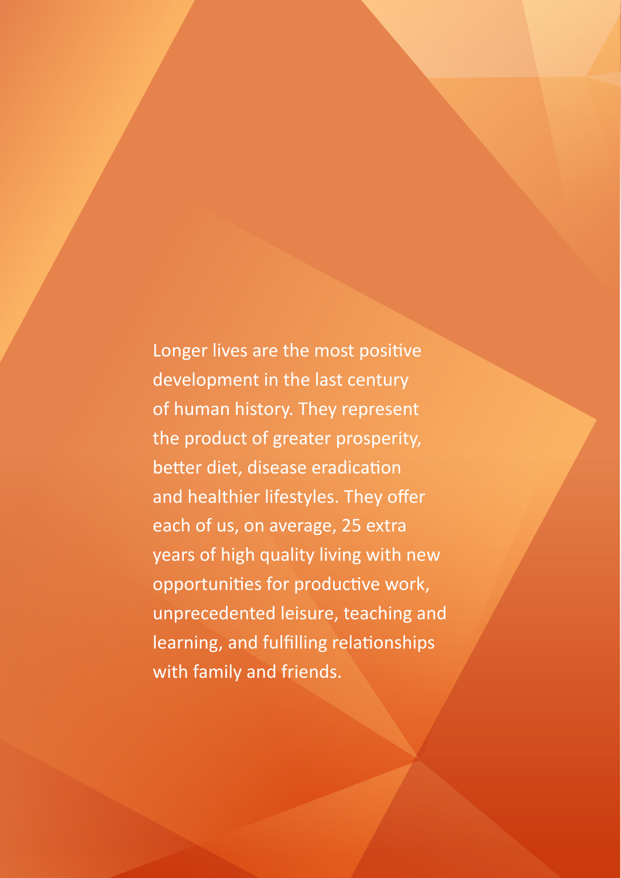Longer lives are the most positive development in the last century of human history. They represent the product of greater prosperity, better diet, disease eradication and healthier lifestyles. They offer each of us, on average, 25 extra years of high quality living with new opportunities for productive work, unprecedented leisure, teaching and learning, and fulfilling relationships with family and friends.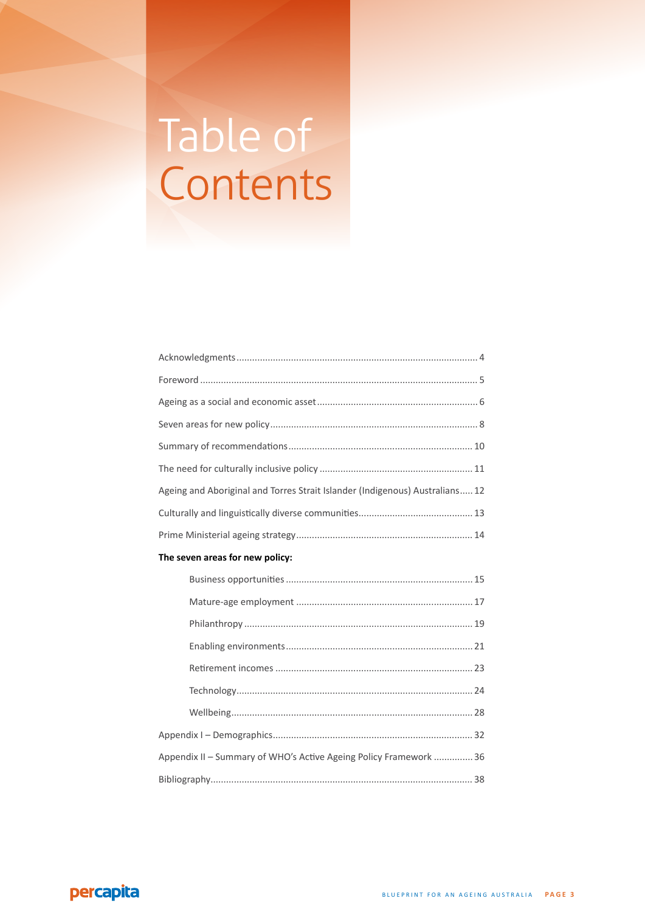# Table of Contents

Acknowledgments .... 4

Foreword .... 5

Ageing as a social and economic asset .... 6

Seven areas for new policy .... 8

Summary of recommendations .... 10

The need for culturally inclusive policy .... 11

Ageing and Aboriginal and Torres Strait Islander (Indigenous) Australians .... 12

Culturally and linguistically diverse communities .... 13

Prime Ministerial ageing strategy .... 14

**The seven areas for new policy:**

- Business opportunities .... 15
- Mature-age employment .... 17
- Philanthropy .... 19
- Enabling environments .... 21
- Retirement incomes .... 23
- Technology .... 24
- Wellbeing .... 28

Appendix I – Demographics .... 32

Appendix II – Summary of WHO's Active Ageing Policy Framework .... 36

Bibliography .... 38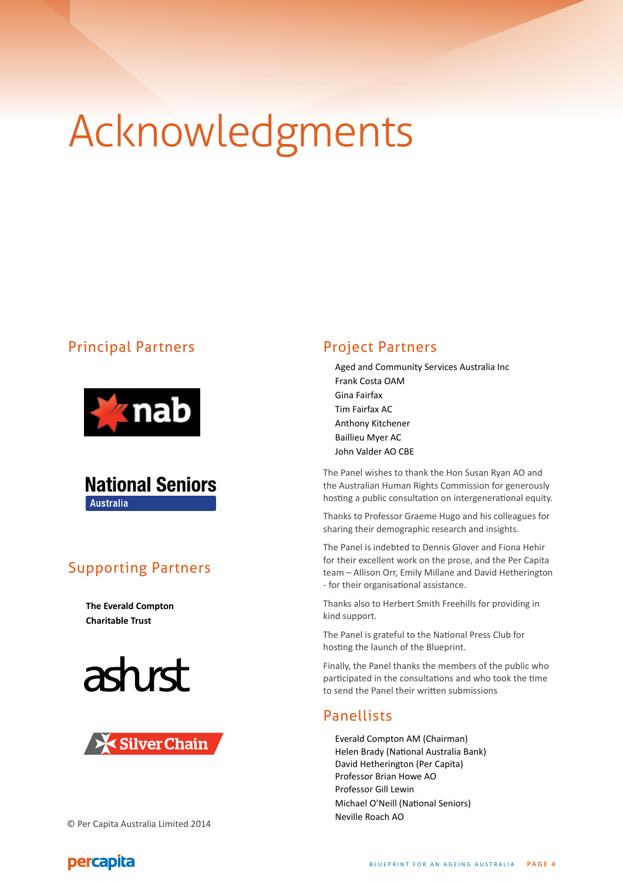# Acknowledgments

## Principal Partners

nab

National Seniors Australia

## Supporting Partners

**The Everald Compton Charitable Trust**

ashurst

Silver Chain

© Per Capita Australia Limited 2014

## Project Partners

Aged and Community Services Australia Inc
Frank Costa OAM
Gina Fairfax
Tim Fairfax AC
Anthony Kitchener
Baillieu Myer AC
John Valder AO CBE

The Panel wishes to thank the Hon Susan Ryan AO and the Australian Human Rights Commission for generously hosting a public consultation on intergenerational equity.

Thanks to Professor Graeme Hugo and his colleagues for sharing their demographic research and insights.

The Panel is indebted to Dennis Glover and Fiona Hehir for their excellent work on the prose, and the Per Capita team – Allison Orr, Emily Millane and David Hetherington - for their organisational assistance.

Thanks also to Herbert Smith Freehills for providing in kind support.

The Panel is grateful to the National Press Club for hosting the launch of the Blueprint.

Finally, the Panel thanks the members of the public who participated in the consultations and who took the time to send the Panel their written submissions

## Panellists

Everald Compton AM (Chairman)
Helen Brady (National Australia Bank)
David Hetherington (Per Capita)
Professor Brian Howe AO
Professor Gill Lewin
Michael O'Neill (National Seniors)
Neville Roach AO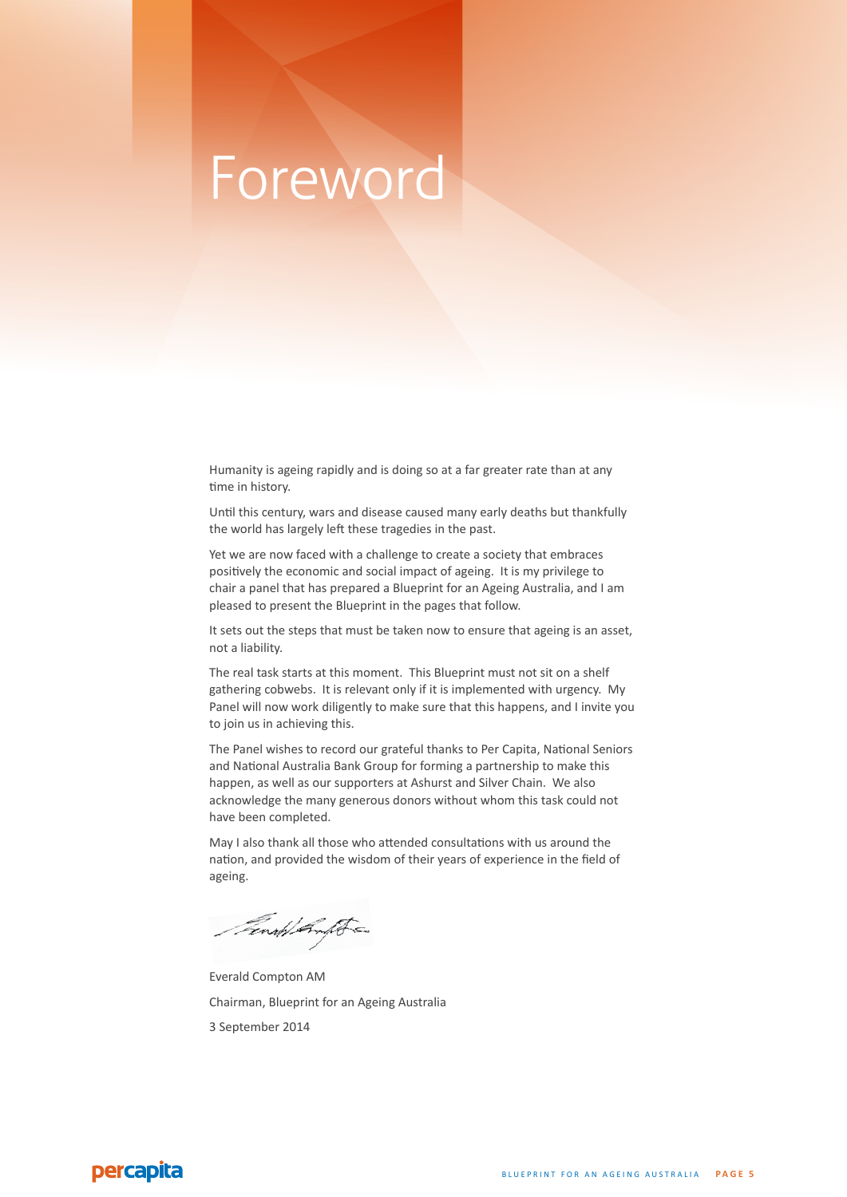# Foreword

Humanity is ageing rapidly and is doing so at a far greater rate than at any time in history.

Until this century, wars and disease caused many early deaths but thankfully the world has largely left these tragedies in the past.

Yet we are now faced with a challenge to create a society that embraces positively the economic and social impact of ageing. It is my privilege to chair a panel that has prepared a Blueprint for an Ageing Australia, and I am pleased to present the Blueprint in the pages that follow.

It sets out the steps that must be taken now to ensure that ageing is an asset, not a liability.

The real task starts at this moment. This Blueprint must not sit on a shelf gathering cobwebs. It is relevant only if it is implemented with urgency. My Panel will now work diligently to make sure that this happens, and I invite you to join us in achieving this.

The Panel wishes to record our grateful thanks to Per Capita, National Seniors and National Australia Bank Group for forming a partnership to make this happen, as well as our supporters at Ashurst and Silver Chain. We also acknowledge the many generous donors without whom this task could not have been completed.

May I also thank all those who attended consultations with us around the nation, and provided the wisdom of their years of experience in the field of ageing.

Everald Compton AM

Chairman, Blueprint for an Ageing Australia

3 September 2014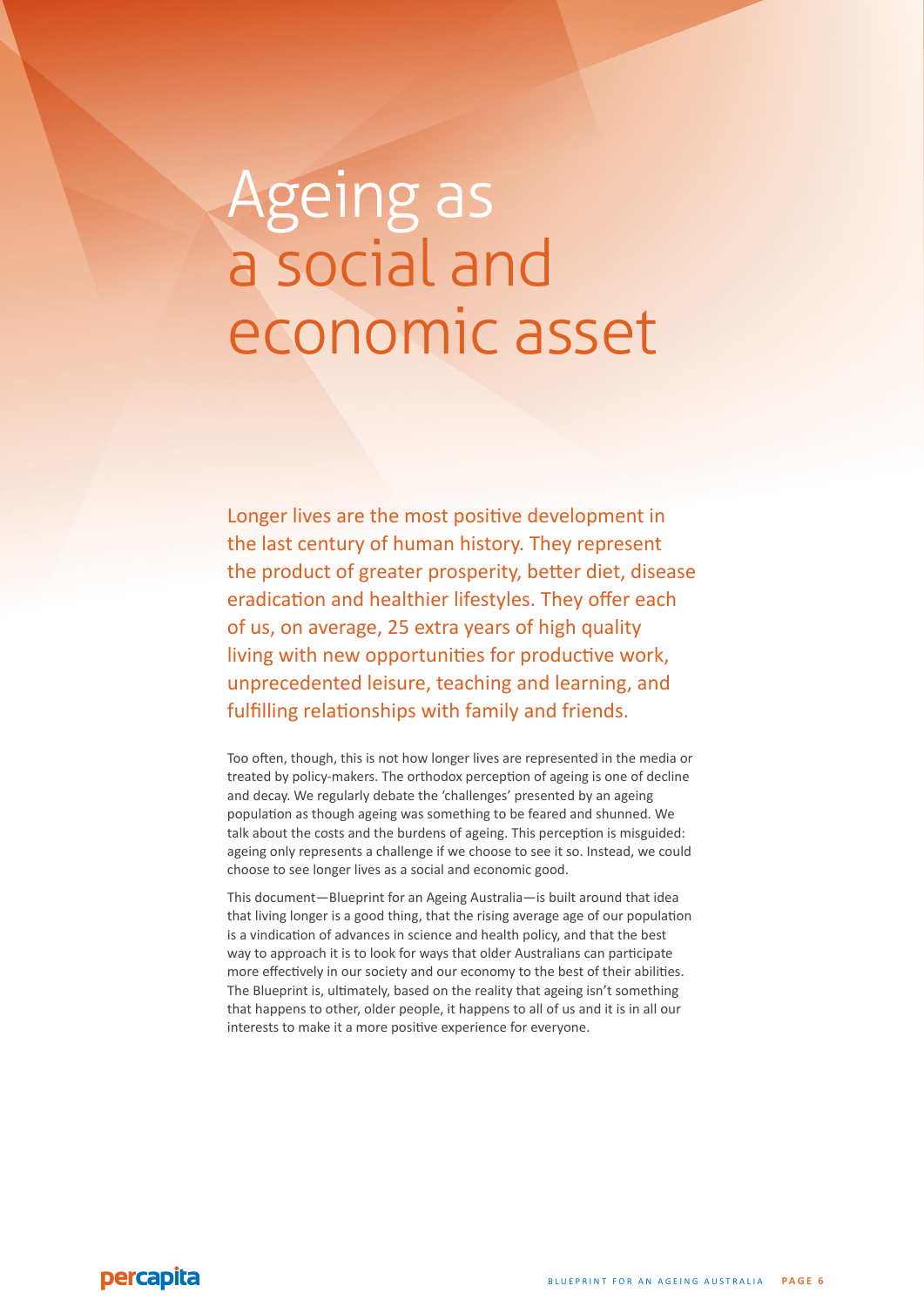# Ageing as a social and economic asset

Longer lives are the most positive development in the last century of human history. They represent the product of greater prosperity, better diet, disease eradication and healthier lifestyles. They offer each of us, on average, 25 extra years of high quality living with new opportunities for productive work, unprecedented leisure, teaching and learning, and fulfilling relationships with family and friends.

Too often, though, this is not how longer lives are represented in the media or treated by policy-makers. The orthodox perception of ageing is one of decline and decay. We regularly debate the 'challenges' presented by an ageing population as though ageing was something to be feared and shunned. We talk about the costs and the burdens of ageing. This perception is misguided: ageing only represents a challenge if we choose to see it so. Instead, we could choose to see longer lives as a social and economic good.

This document—Blueprint for an Ageing Australia—is built around that idea that living longer is a good thing, that the rising average age of our population is a vindication of advances in science and health policy, and that the best way to approach it is to look for ways that older Australians can participate more effectively in our society and our economy to the best of their abilities. The Blueprint is, ultimately, based on the reality that ageing isn't something that happens to other, older people, it happens to all of us and it is in all our interests to make it a more positive experience for everyone.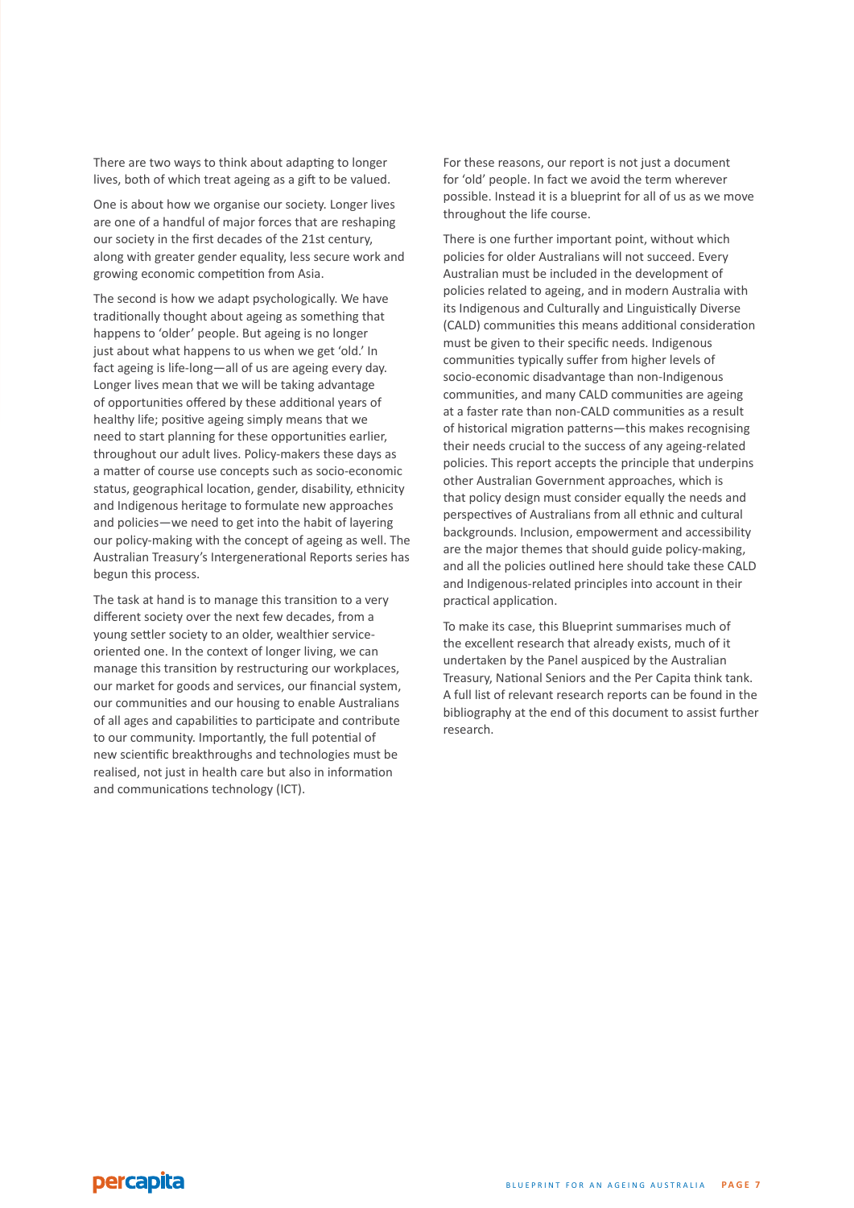There are two ways to think about adapting to longer lives, both of which treat ageing as a gift to be valued.

One is about how we organise our society. Longer lives are one of a handful of major forces that are reshaping our society in the first decades of the 21st century, along with greater gender equality, less secure work and growing economic competition from Asia.

The second is how we adapt psychologically. We have traditionally thought about ageing as something that happens to 'older' people. But ageing is no longer just about what happens to us when we get 'old.' In fact ageing is life-long—all of us are ageing every day. Longer lives mean that we will be taking advantage of opportunities offered by these additional years of healthy life; positive ageing simply means that we need to start planning for these opportunities earlier, throughout our adult lives. Policy-makers these days as a matter of course use concepts such as socio-economic status, geographical location, gender, disability, ethnicity and Indigenous heritage to formulate new approaches and policies—we need to get into the habit of layering our policy-making with the concept of ageing as well. The Australian Treasury's Intergenerational Reports series has begun this process.

The task at hand is to manage this transition to a very different society over the next few decades, from a young settler society to an older, wealthier service-oriented one. In the context of longer living, we can manage this transition by restructuring our workplaces, our market for goods and services, our financial system, our communities and our housing to enable Australians of all ages and capabilities to participate and contribute to our community. Importantly, the full potential of new scientific breakthroughs and technologies must be realised, not just in health care but also in information and communications technology (ICT).

For these reasons, our report is not just a document for 'old' people. In fact we avoid the term wherever possible. Instead it is a blueprint for all of us as we move throughout the life course.

There is one further important point, without which policies for older Australians will not succeed. Every Australian must be included in the development of policies related to ageing, and in modern Australia with its Indigenous and Culturally and Linguistically Diverse (CALD) communities this means additional consideration must be given to their specific needs. Indigenous communities typically suffer from higher levels of socio-economic disadvantage than non-Indigenous communities, and many CALD communities are ageing at a faster rate than non-CALD communities as a result of historical migration patterns—this makes recognising their needs crucial to the success of any ageing-related policies. This report accepts the principle that underpins other Australian Government approaches, which is that policy design must consider equally the needs and perspectives of Australians from all ethnic and cultural backgrounds. Inclusion, empowerment and accessibility are the major themes that should guide policy-making, and all the policies outlined here should take these CALD and Indigenous-related principles into account in their practical application.

To make its case, this Blueprint summarises much of the excellent research that already exists, much of it undertaken by the Panel auspiced by the Australian Treasury, National Seniors and the Per Capita think tank. A full list of relevant research reports can be found in the bibliography at the end of this document to assist further research.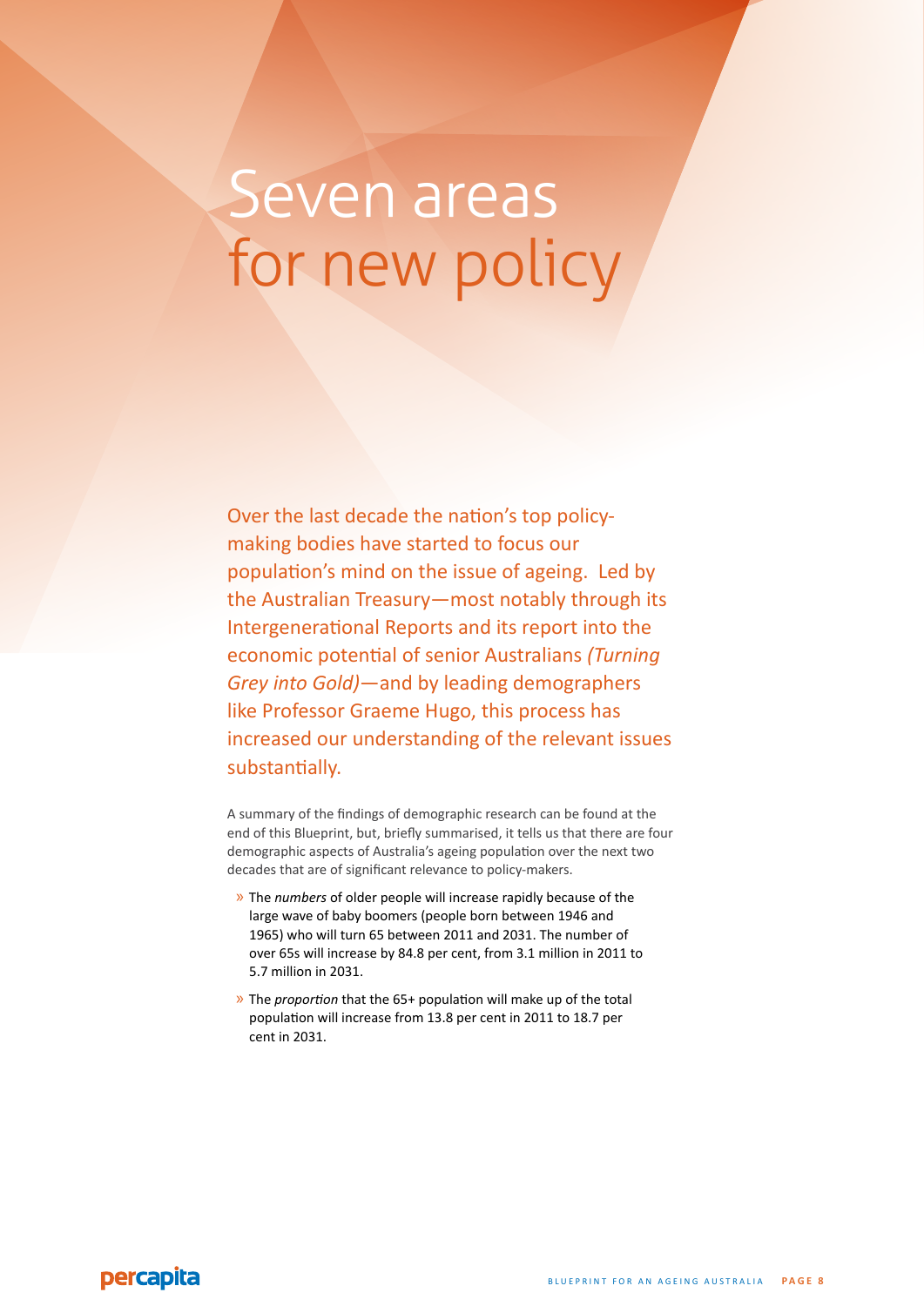# Seven areas for new policy

Over the last decade the nation's top policy-making bodies have started to focus our population's mind on the issue of ageing. Led by the Australian Treasury—most notably through its Intergenerational Reports and its report into the economic potential of senior Australians *(Turning Grey into Gold)*—and by leading demographers like Professor Graeme Hugo, this process has increased our understanding of the relevant issues substantially.

A summary of the findings of demographic research can be found at the end of this Blueprint, but, briefly summarised, it tells us that there are four demographic aspects of Australia's ageing population over the next two decades that are of significant relevance to policy-makers.

- The *numbers* of older people will increase rapidly because of the large wave of baby boomers (people born between 1946 and 1965) who will turn 65 between 2011 and 2031. The number of over 65s will increase by 84.8 per cent, from 3.1 million in 2011 to 5.7 million in 2031.
- The *proportion* that the 65+ population will make up of the total population will increase from 13.8 per cent in 2011 to 18.7 per cent in 2031.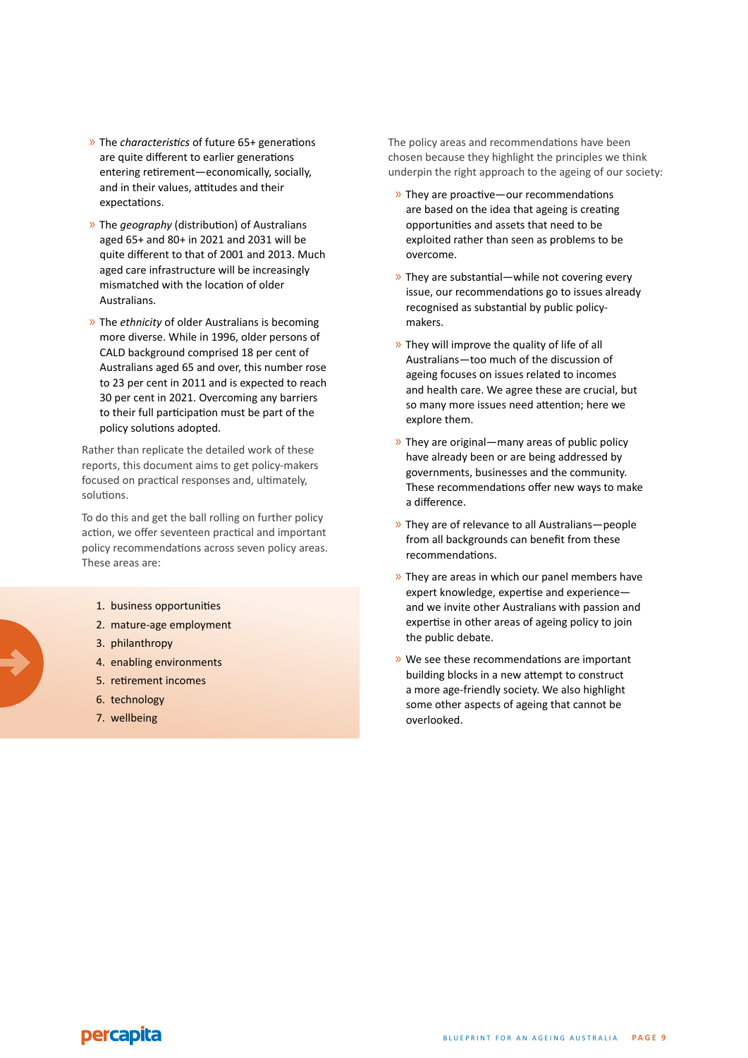- The *characteristics* of future 65+ generations are quite different to earlier generations entering retirement—economically, socially, and in their values, attitudes and their expectations.
- The *geography* (distribution) of Australians aged 65+ and 80+ in 2021 and 2031 will be quite different to that of 2001 and 2013. Much aged care infrastructure will be increasingly mismatched with the location of older Australians.
- The *ethnicity* of older Australians is becoming more diverse. While in 1996, older persons of CALD background comprised 18 per cent of Australians aged 65 and over, this number rose to 23 per cent in 2011 and is expected to reach 30 per cent in 2021. Overcoming any barriers to their full participation must be part of the policy solutions adopted.

Rather than replicate the detailed work of these reports, this document aims to get policy-makers focused on practical responses and, ultimately, solutions.

To do this and get the ball rolling on further policy action, we offer seventeen practical and important policy recommendations across seven policy areas. These areas are:

1. business opportunities
2. mature-age employment
3. philanthropy
4. enabling environments
5. retirement incomes
6. technology
7. wellbeing

The policy areas and recommendations have been chosen because they highlight the principles we think underpin the right approach to the ageing of our society:

- They are proactive—our recommendations are based on the idea that ageing is creating opportunities and assets that need to be exploited rather than seen as problems to be overcome.
- They are substantial—while not covering every issue, our recommendations go to issues already recognised as substantial by public policy-makers.
- They will improve the quality of life of all Australians—too much of the discussion of ageing focuses on issues related to incomes and health care. We agree these are crucial, but so many more issues need attention; here we explore them.
- They are original—many areas of public policy have already been or are being addressed by governments, businesses and the community. These recommendations offer new ways to make a difference.
- They are of relevance to all Australians—people from all backgrounds can benefit from these recommendations.
- They are areas in which our panel members have expert knowledge, expertise and experience—and we invite other Australians with passion and expertise in other areas of ageing policy to join the public debate.
- We see these recommendations are important building blocks in a new attempt to construct a more age-friendly society. We also highlight some other aspects of ageing that cannot be overlooked.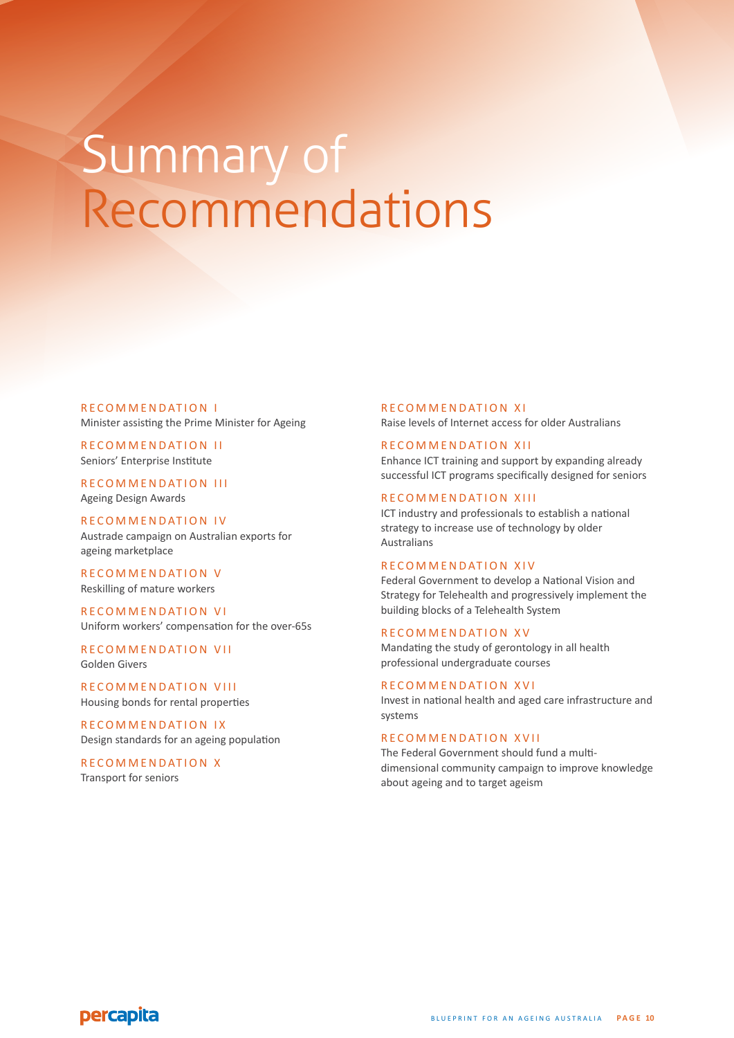# Summary of Recommendations

**RECOMMENDATION I**
Minister assisting the Prime Minister for Ageing

**RECOMMENDATION II**
Seniors' Enterprise Institute

**RECOMMENDATION III**
Ageing Design Awards

**RECOMMENDATION IV**
Austrade campaign on Australian exports for ageing marketplace

**RECOMMENDATION V**
Reskilling of mature workers

**RECOMMENDATION VI**
Uniform workers' compensation for the over-65s

**RECOMMENDATION VII**
Golden Givers

**RECOMMENDATION VIII**
Housing bonds for rental properties

**RECOMMENDATION IX**
Design standards for an ageing population

**RECOMMENDATION X**
Transport for seniors

**RECOMMENDATION XI**
Raise levels of Internet access for older Australians

**RECOMMENDATION XII**
Enhance ICT training and support by expanding already successful ICT programs specifically designed for seniors

**RECOMMENDATION XIII**
ICT industry and professionals to establish a national strategy to increase use of technology by older Australians

**RECOMMENDATION XIV**
Federal Government to develop a National Vision and Strategy for Telehealth and progressively implement the building blocks of a Telehealth System

**RECOMMENDATION XV**
Mandating the study of gerontology in all health professional undergraduate courses

**RECOMMENDATION XVI**
Invest in national health and aged care infrastructure and systems

**RECOMMENDATION XVII**
The Federal Government should fund a multi-dimensional community campaign to improve knowledge about ageing and to target ageism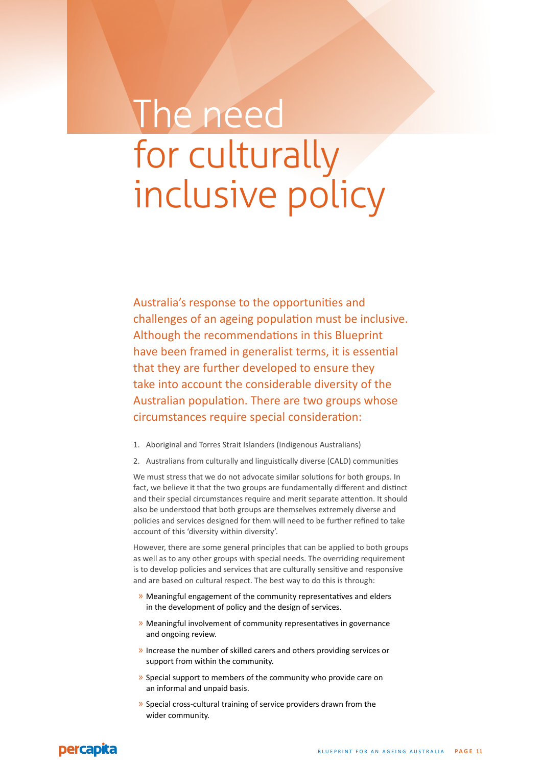# The need for culturally inclusive policy

Australia's response to the opportunities and challenges of an ageing population must be inclusive. Although the recommendations in this Blueprint have been framed in generalist terms, it is essential that they are further developed to ensure they take into account the considerable diversity of the Australian population. There are two groups whose circumstances require special consideration:

1. Aboriginal and Torres Strait Islanders (Indigenous Australians)
2. Australians from culturally and linguistically diverse (CALD) communities

We must stress that we do not advocate similar solutions for both groups. In fact, we believe it that the two groups are fundamentally different and distinct and their special circumstances require and merit separate attention. It should also be understood that both groups are themselves extremely diverse and policies and services designed for them will need to be further refined to take account of this 'diversity within diversity'.

However, there are some general principles that can be applied to both groups as well as to any other groups with special needs. The overriding requirement is to develop policies and services that are culturally sensitive and responsive and are based on cultural respect. The best way to do this is through:

- Meaningful engagement of the community representatives and elders in the development of policy and the design of services.
- Meaningful involvement of community representatives in governance and ongoing review.
- Increase the number of skilled carers and others providing services or support from within the community.
- Special support to members of the community who provide care on an informal and unpaid basis.
- Special cross-cultural training of service providers drawn from the wider community.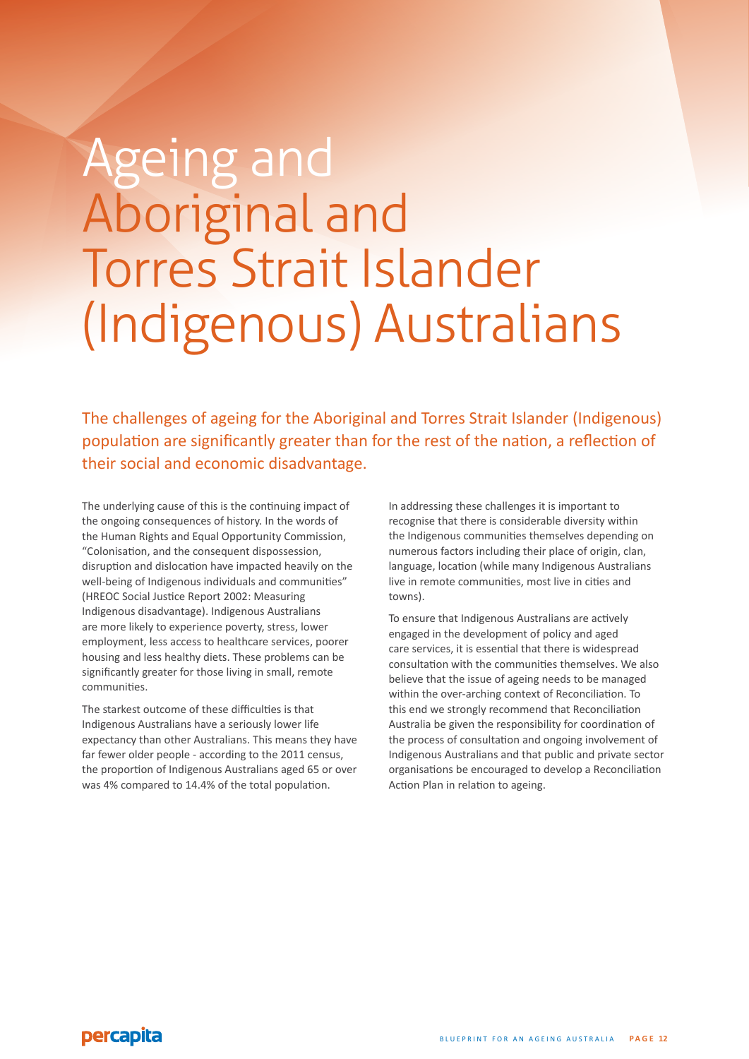# Ageing and Aboriginal and Torres Strait Islander (Indigenous) Australians

The challenges of ageing for the Aboriginal and Torres Strait Islander (Indigenous) population are significantly greater than for the rest of the nation, a reflection of their social and economic disadvantage.

The underlying cause of this is the continuing impact of the ongoing consequences of history. In the words of the Human Rights and Equal Opportunity Commission, "Colonisation, and the consequent dispossession, disruption and dislocation have impacted heavily on the well-being of Indigenous individuals and communities" (HREOC Social Justice Report 2002: Measuring Indigenous disadvantage). Indigenous Australians are more likely to experience poverty, stress, lower employment, less access to healthcare services, poorer housing and less healthy diets. These problems can be significantly greater for those living in small, remote communities.

The starkest outcome of these difficulties is that Indigenous Australians have a seriously lower life expectancy than other Australians. This means they have far fewer older people - according to the 2011 census, the proportion of Indigenous Australians aged 65 or over was 4% compared to 14.4% of the total population.

In addressing these challenges it is important to recognise that there is considerable diversity within the Indigenous communities themselves depending on numerous factors including their place of origin, clan, language, location (while many Indigenous Australians live in remote communities, most live in cities and towns).

To ensure that Indigenous Australians are actively engaged in the development of policy and aged care services, it is essential that there is widespread consultation with the communities themselves. We also believe that the issue of ageing needs to be managed within the over-arching context of Reconciliation. To this end we strongly recommend that Reconciliation Australia be given the responsibility for coordination of the process of consultation and ongoing involvement of Indigenous Australians and that public and private sector organisations be encouraged to develop a Reconciliation Action Plan in relation to ageing.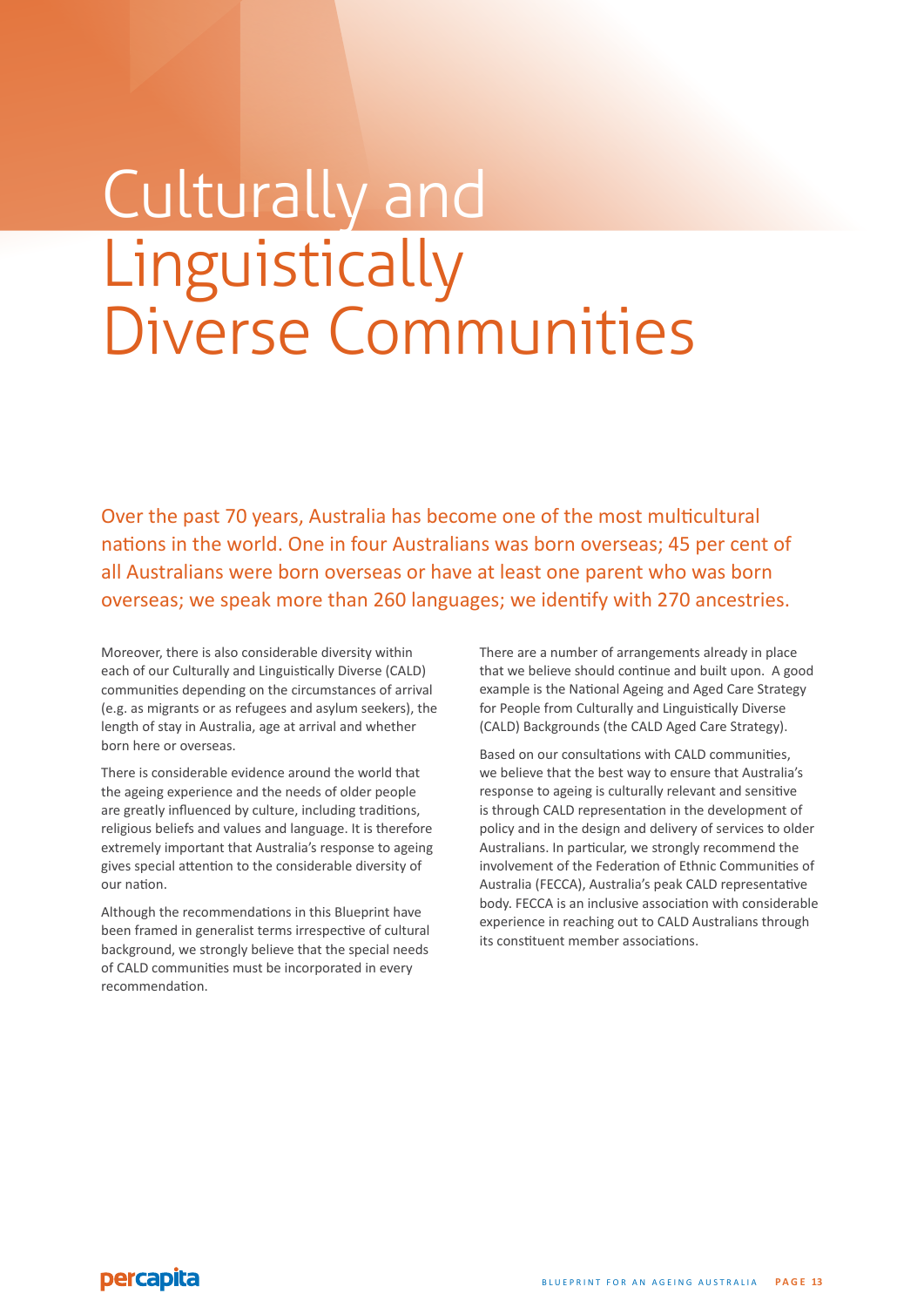# Culturally and Linguistically Diverse Communities

Over the past 70 years, Australia has become one of the most multicultural nations in the world. One in four Australians was born overseas; 45 per cent of all Australians were born overseas or have at least one parent who was born overseas; we speak more than 260 languages; we identify with 270 ancestries.

Moreover, there is also considerable diversity within each of our Culturally and Linguistically Diverse (CALD) communities depending on the circumstances of arrival (e.g. as migrants or as refugees and asylum seekers), the length of stay in Australia, age at arrival and whether born here or overseas.

There is considerable evidence around the world that the ageing experience and the needs of older people are greatly influenced by culture, including traditions, religious beliefs and values and language. It is therefore extremely important that Australia's response to ageing gives special attention to the considerable diversity of our nation.

Although the recommendations in this Blueprint have been framed in generalist terms irrespective of cultural background, we strongly believe that the special needs of CALD communities must be incorporated in every recommendation.

There are a number of arrangements already in place that we believe should continue and built upon. A good example is the National Ageing and Aged Care Strategy for People from Culturally and Linguistically Diverse (CALD) Backgrounds (the CALD Aged Care Strategy).

Based on our consultations with CALD communities, we believe that the best way to ensure that Australia's response to ageing is culturally relevant and sensitive is through CALD representation in the development of policy and in the design and delivery of services to older Australians. In particular, we strongly recommend the involvement of the Federation of Ethnic Communities of Australia (FECCA), Australia's peak CALD representative body. FECCA is an inclusive association with considerable experience in reaching out to CALD Australians through its constituent member associations.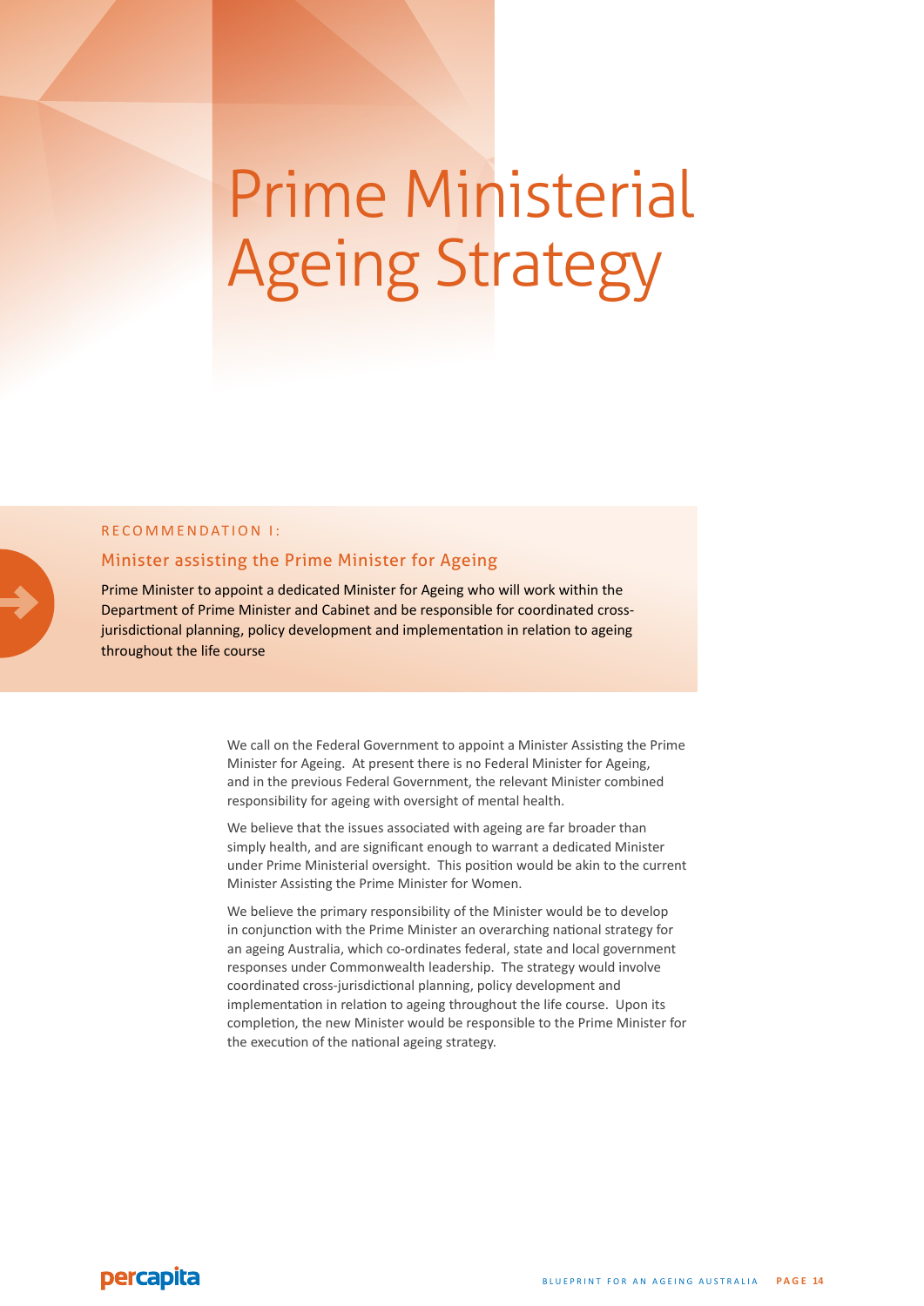# Prime Ministerial Ageing Strategy

RECOMMENDATION 1:

## Minister assisting the Prime Minister for Ageing

Prime Minister to appoint a dedicated Minister for Ageing who will work within the Department of Prime Minister and Cabinet and be responsible for coordinated cross-jurisdictional planning, policy development and implementation in relation to ageing throughout the life course

We call on the Federal Government to appoint a Minister Assisting the Prime Minister for Ageing. At present there is no Federal Minister for Ageing, and in the previous Federal Government, the relevant Minister combined responsibility for ageing with oversight of mental health.

We believe that the issues associated with ageing are far broader than simply health, and are significant enough to warrant a dedicated Minister under Prime Ministerial oversight. This position would be akin to the current Minister Assisting the Prime Minister for Women.

We believe the primary responsibility of the Minister would be to develop in conjunction with the Prime Minister an overarching national strategy for an ageing Australia, which co-ordinates federal, state and local government responses under Commonwealth leadership. The strategy would involve coordinated cross-jurisdictional planning, policy development and implementation in relation to ageing throughout the life course. Upon its completion, the new Minister would be responsible to the Prime Minister for the execution of the national ageing strategy.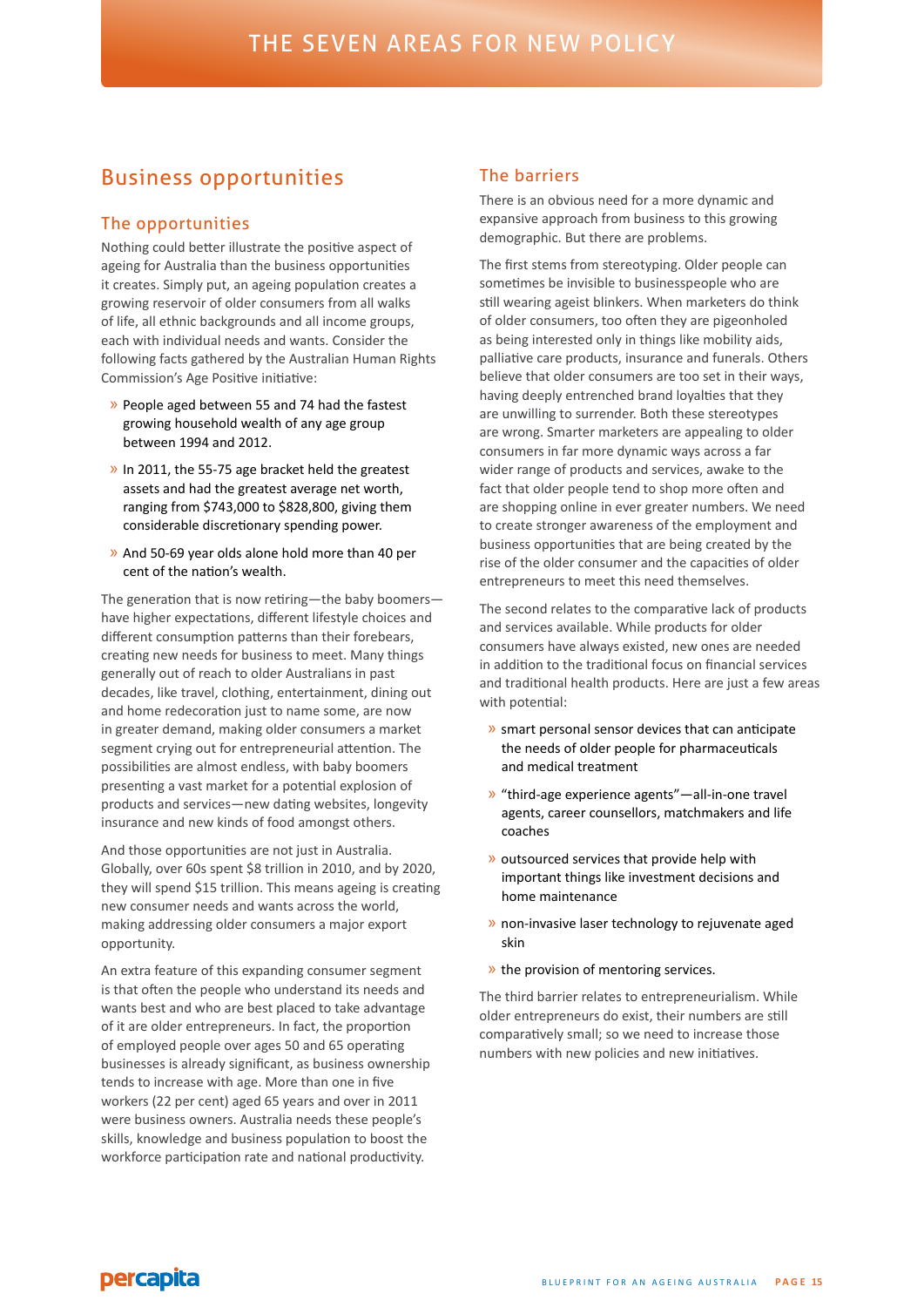# Business opportunities

## The opportunities

Nothing could better illustrate the positive aspect of ageing for Australia than the business opportunities it creates. Simply put, an ageing population creates a growing reservoir of older consumers from all walks of life, all ethnic backgrounds and all income groups, each with individual needs and wants. Consider the following facts gathered by the Australian Human Rights Commission's Age Positive initiative:

- People aged between 55 and 74 had the fastest growing household wealth of any age group between 1994 and 2012.
- In 2011, the 55-75 age bracket held the greatest assets and had the greatest average net worth, ranging from $743,000 to $828,800, giving them considerable discretionary spending power.
- And 50-69 year olds alone hold more than 40 per cent of the nation's wealth.

The generation that is now retiring—the baby boomers—have higher expectations, different lifestyle choices and different consumption patterns than their forebears, creating new needs for business to meet. Many things generally out of reach to older Australians in past decades, like travel, clothing, entertainment, dining out and home redecoration just to name some, are now in greater demand, making older consumers a market segment crying out for entrepreneurial attention. The possibilities are almost endless, with baby boomers presenting a vast market for a potential explosion of products and services—new dating websites, longevity insurance and new kinds of food amongst others.

And those opportunities are not just in Australia. Globally, over 60s spent $8 trillion in 2010, and by 2020, they will spend $15 trillion. This means ageing is creating new consumer needs and wants across the world, making addressing older consumers a major export opportunity.

An extra feature of this expanding consumer segment is that often the people who understand its needs and wants best and who are best placed to take advantage of it are older entrepreneurs. In fact, the proportion of employed people over ages 50 and 65 operating businesses is already significant, as business ownership tends to increase with age. More than one in five workers (22 per cent) aged 65 years and over in 2011 were business owners. Australia needs these people's skills, knowledge and business population to boost the workforce participation rate and national productivity.

## The barriers

There is an obvious need for a more dynamic and expansive approach from business to this growing demographic. But there are problems.

The first stems from stereotyping. Older people can sometimes be invisible to businesspeople who are still wearing ageist blinkers. When marketers do think of older consumers, too often they are pigeonholed as being interested only in things like mobility aids, palliative care products, insurance and funerals. Others believe that older consumers are too set in their ways, having deeply entrenched brand loyalties that they are unwilling to surrender. Both these stereotypes are wrong. Smarter marketers are appealing to older consumers in far more dynamic ways across a far wider range of products and services, awake to the fact that older people tend to shop more often and are shopping online in ever greater numbers. We need to create stronger awareness of the employment and business opportunities that are being created by the rise of the older consumer and the capacities of older entrepreneurs to meet this need themselves.

The second relates to the comparative lack of products and services available. While products for older consumers have always existed, new ones are needed in addition to the traditional focus on financial services and traditional health products. Here are just a few areas with potential:

- smart personal sensor devices that can anticipate the needs of older people for pharmaceuticals and medical treatment
- "third-age experience agents"—all-in-one travel agents, career counsellors, matchmakers and life coaches
- outsourced services that provide help with important things like investment decisions and home maintenance
- non-invasive laser technology to rejuvenate aged skin
- the provision of mentoring services.

The third barrier relates to entrepreneurialism. While older entrepreneurs do exist, their numbers are still comparatively small; so we need to increase those numbers with new policies and new initiatives.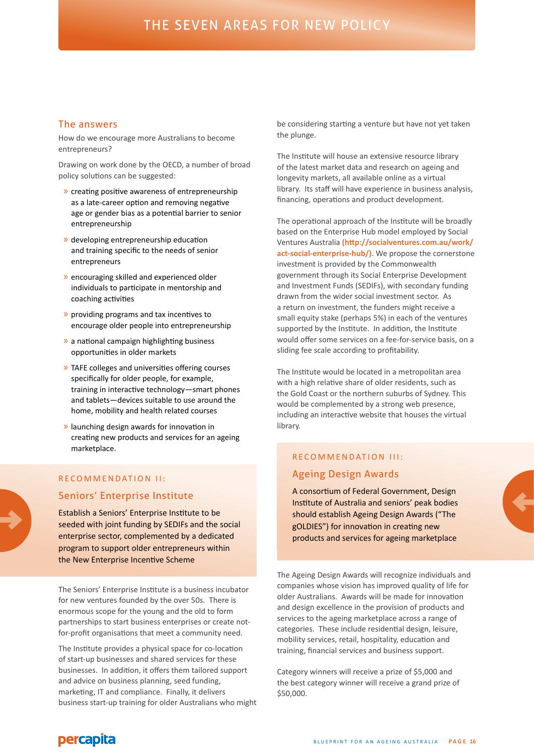# THE SEVEN AREAS FOR NEW POLICY

## The answers

How do we encourage more Australians to become entrepreneurs?

Drawing on work done by the OECD, a number of broad policy solutions can be suggested:

- creating positive awareness of entrepreneurship as a late-career option and removing negative age or gender bias as a potential barrier to senior entrepreneurship
- developing entrepreneurship education and training specific to the needs of senior entrepreneurs
- encouraging skilled and experienced older individuals to participate in mentorship and coaching activities
- providing programs and tax incentives to encourage older people into entrepreneurship
- a national campaign highlighting business opportunities in older markets
- TAFE colleges and universities offering courses specifically for older people, for example, training in interactive technology—smart phones and tablets—devices suitable to use around the home, mobility and health related courses
- launching design awards for innovation in creating new products and services for an ageing marketplace.

### RECOMMENDATION II:

### Seniors' Enterprise Institute

Establish a Seniors' Enterprise Institute to be seeded with joint funding by SEDIFs and the social enterprise sector, complemented by a dedicated program to support older entrepreneurs within the New Enterprise Incentive Scheme

The Seniors' Enterprise Institute is a business incubator for new ventures founded by the over 50s. There is enormous scope for the young and the old to form partnerships to start business enterprises or create not-for-profit organisations that meet a community need.

The Institute provides a physical space for co-location of start-up businesses and shared services for these businesses. In addition, it offers them tailored support and advice on business planning, seed funding, marketing, IT and compliance. Finally, it delivers business start-up training for older Australians who might be considering starting a venture but have not yet taken the plunge.

The Institute will house an extensive resource library of the latest market data and research on ageing and longevity markets, all available online as a virtual library. Its staff will have experience in business analysis, financing, operations and product development.

The operational approach of the Institute will be broadly based on the Enterprise Hub model employed by Social Ventures Australia **(http://socialventures.com.au/work/act-social-enterprise-hub/)**. We propose the cornerstone investment is provided by the Commonwealth government through its Social Enterprise Development and Investment Funds (SEDIFs), with secondary funding drawn from the wider social investment sector. As a return on investment, the funders might receive a small equity stake (perhaps 5%) in each of the ventures supported by the Institute. In addition, the Institute would offer some services on a fee-for-service basis, on a sliding fee scale according to profitability.

The Institute would be located in a metropolitan area with a high relative share of older residents, such as the Gold Coast or the northern suburbs of Sydney. This would be complemented by a strong web presence, including an interactive website that houses the virtual library.

### RECOMMENDATION III:

### Ageing Design Awards

A consortium of Federal Government, Design Institute of Australia and seniors' peak bodies should establish Ageing Design Awards ("The gOLDIES") for innovation in creating new products and services for ageing marketplace

The Ageing Design Awards will recognize individuals and companies whose vision has improved quality of life for older Australians. Awards will be made for innovation and design excellence in the provision of products and services to the ageing marketplace across a range of categories. These include residential design, leisure, mobility services, retail, hospitality, education and training, financial services and business support.

Category winners will receive a prize of $5,000 and the best category winner will receive a grand prize of $50,000.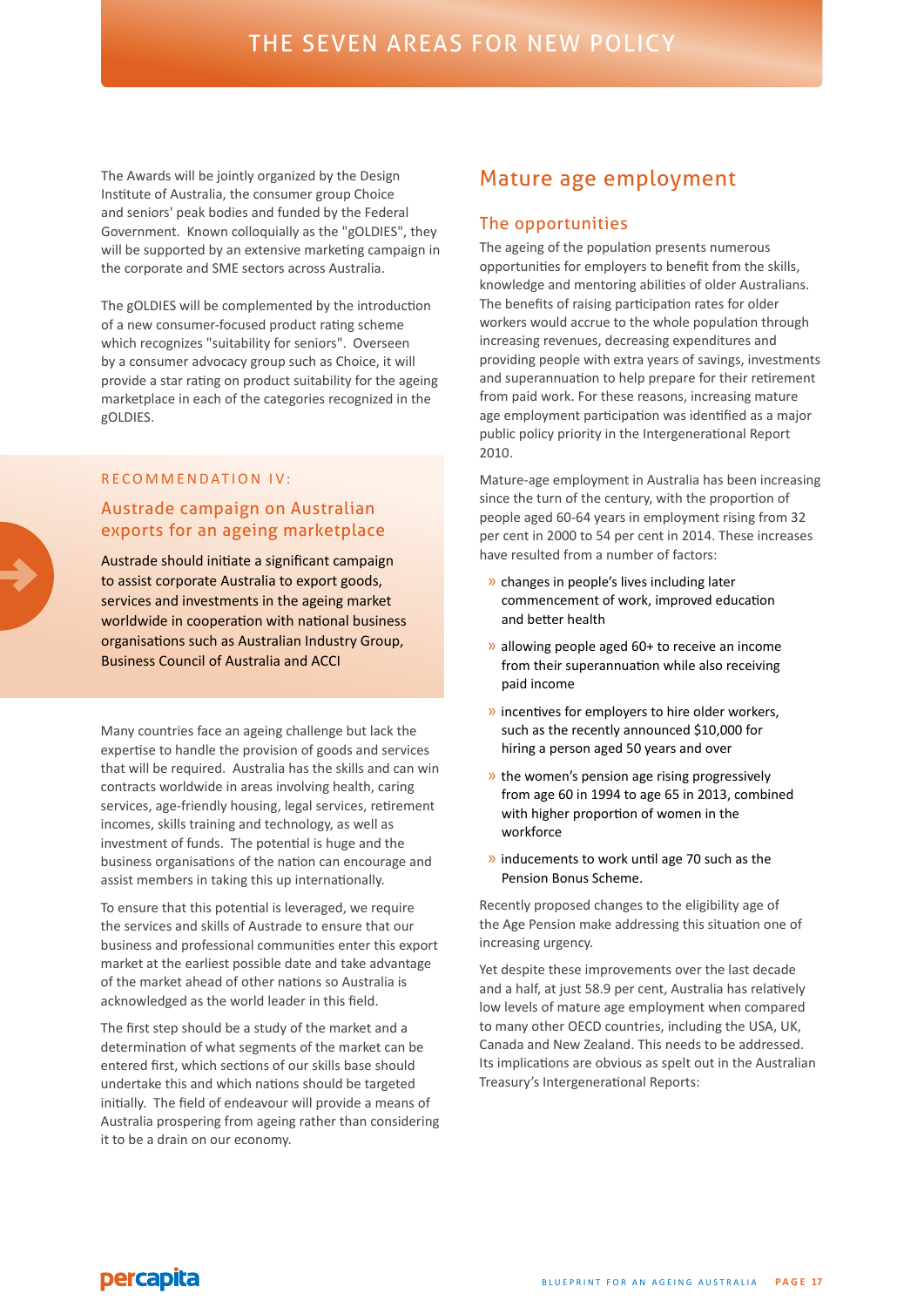The Awards will be jointly organized by the Design Institute of Australia, the consumer group Choice and seniors' peak bodies and funded by the Federal Government. Known colloquially as the "gOLDIES", they will be supported by an extensive marketing campaign in the corporate and SME sectors across Australia.

The gOLDIES will be complemented by the introduction of a new consumer-focused product rating scheme which recognizes "suitability for seniors". Overseen by a consumer advocacy group such as Choice, it will provide a star rating on product suitability for the ageing marketplace in each of the categories recognized in the gOLDIES.

RECOMMENDATION IV:

### Austrade campaign on Australian exports for an ageing marketplace

Austrade should initiate a significant campaign to assist corporate Australia to export goods, services and investments in the ageing market worldwide in cooperation with national business organisations such as Australian Industry Group, Business Council of Australia and ACCI

Many countries face an ageing challenge but lack the expertise to handle the provision of goods and services that will be required. Australia has the skills and can win contracts worldwide in areas involving health, caring services, age-friendly housing, legal services, retirement incomes, skills training and technology, as well as investment of funds. The potential is huge and the business organisations of the nation can encourage and assist members in taking this up internationally.

To ensure that this potential is leveraged, we require the services and skills of Austrade to ensure that our business and professional communities enter this export market at the earliest possible date and take advantage of the market ahead of other nations so Australia is acknowledged as the world leader in this field.

The first step should be a study of the market and a determination of what segments of the market can be entered first, which sections of our skills base should undertake this and which nations should be targeted initially. The field of endeavour will provide a means of Australia prospering from ageing rather than considering it to be a drain on our economy.

## Mature age employment

### The opportunities

The ageing of the population presents numerous opportunities for employers to benefit from the skills, knowledge and mentoring abilities of older Australians. The benefits of raising participation rates for older workers would accrue to the whole population through increasing revenues, decreasing expenditures and providing people with extra years of savings, investments and superannuation to help prepare for their retirement from paid work. For these reasons, increasing mature age employment participation was identified as a major public policy priority in the Intergenerational Report 2010.

Mature-age employment in Australia has been increasing since the turn of the century, with the proportion of people aged 60-64 years in employment rising from 32 per cent in 2000 to 54 per cent in 2014. These increases have resulted from a number of factors:

- changes in people's lives including later commencement of work, improved education and better health
- allowing people aged 60+ to receive an income from their superannuation while also receiving paid income
- incentives for employers to hire older workers, such as the recently announced $10,000 for hiring a person aged 50 years and over
- the women's pension age rising progressively from age 60 in 1994 to age 65 in 2013, combined with higher proportion of women in the workforce
- inducements to work until age 70 such as the Pension Bonus Scheme.

Recently proposed changes to the eligibility age of the Age Pension make addressing this situation one of increasing urgency.

Yet despite these improvements over the last decade and a half, at just 58.9 per cent, Australia has relatively low levels of mature age employment when compared to many other OECD countries, including the USA, UK, Canada and New Zealand. This needs to be addressed. Its implications are obvious as spelt out in the Australian Treasury's Intergenerational Reports: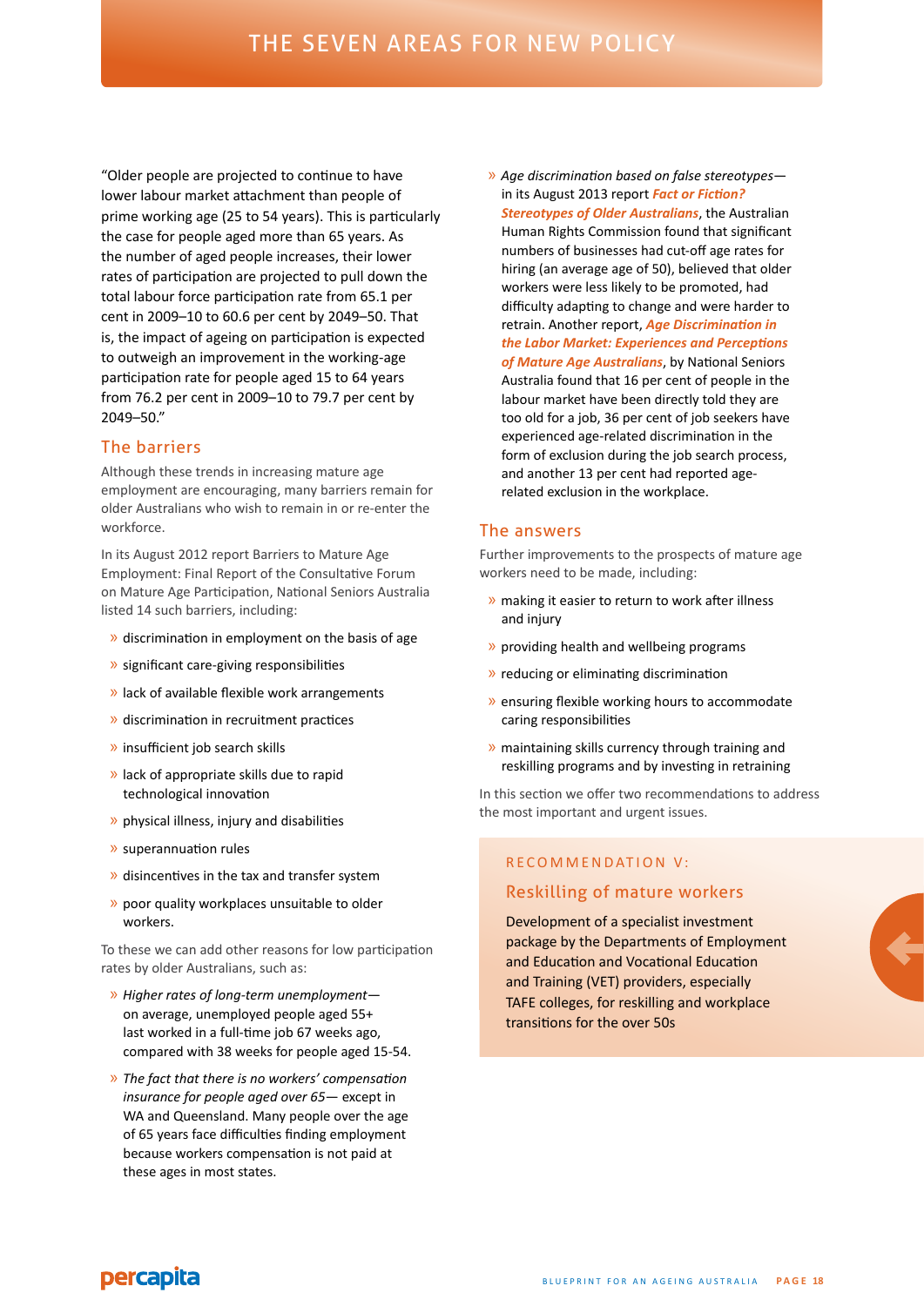# THE SEVEN AREAS FOR NEW POLICY

"Older people are projected to continue to have lower labour market attachment than people of prime working age (25 to 54 years). This is particularly the case for people aged more than 65 years. As the number of aged people increases, their lower rates of participation are projected to pull down the total labour force participation rate from 65.1 per cent in 2009–10 to 60.6 per cent by 2049–50. That is, the impact of ageing on participation is expected to outweigh an improvement in the working-age participation rate for people aged 15 to 64 years from 76.2 per cent in 2009–10 to 79.7 per cent by 2049–50."

## The barriers

Although these trends in increasing mature age employment are encouraging, many barriers remain for older Australians who wish to remain in or re-enter the workforce.

In its August 2012 report Barriers to Mature Age Employment: Final Report of the Consultative Forum on Mature Age Participation, National Seniors Australia listed 14 such barriers, including:

- discrimination in employment on the basis of age
- significant care-giving responsibilities
- lack of available flexible work arrangements
- discrimination in recruitment practices
- insufficient job search skills
- lack of appropriate skills due to rapid technological innovation
- physical illness, injury and disabilities
- superannuation rules
- disincentives in the tax and transfer system
- poor quality workplaces unsuitable to older workers.

To these we can add other reasons for low participation rates by older Australians, such as:

- *Higher rates of long-term unemployment*— on average, unemployed people aged 55+ last worked in a full-time job 67 weeks ago, compared with 38 weeks for people aged 15-54.
- *The fact that there is no workers' compensation insurance for people aged over 65*— except in WA and Queensland. Many people over the age of 65 years face difficulties finding employment because workers compensation is not paid at these ages in most states.
- *Age discrimination based on false stereotypes*— in its August 2013 report ***Fact or Fiction? Stereotypes of Older Australians***, the Australian Human Rights Commission found that significant numbers of businesses had cut-off age rates for hiring (an average age of 50), believed that older workers were less likely to be promoted, had difficulty adapting to change and were harder to retrain. Another report, ***Age Discrimination in the Labor Market: Experiences and Perceptions of Mature Age Australians***, by National Seniors Australia found that 16 per cent of people in the labour market have been directly told they are too old for a job, 36 per cent of job seekers have experienced age-related discrimination in the form of exclusion during the job search process, and another 13 per cent had reported age-related exclusion in the workplace.

## The answers

Further improvements to the prospects of mature age workers need to be made, including:

- making it easier to return to work after illness and injury
- providing health and wellbeing programs
- reducing or eliminating discrimination
- ensuring flexible working hours to accommodate caring responsibilities
- maintaining skills currency through training and reskilling programs and by investing in retraining

In this section we offer two recommendations to address the most important and urgent issues.

### RECOMMENDATION V:

### Reskilling of mature workers

Development of a specialist investment package by the Departments of Employment and Education and Vocational Education and Training (VET) providers, especially TAFE colleges, for reskilling and workplace transitions for the over 50s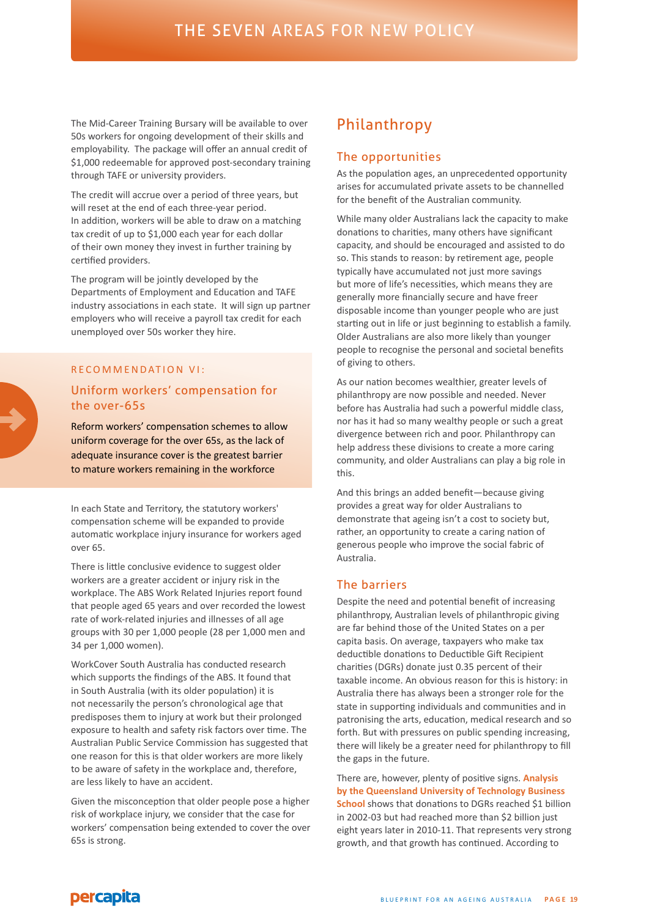The Mid-Career Training Bursary will be available to over 50s workers for ongoing development of their skills and employability. The package will offer an annual credit of $1,000 redeemable for approved post-secondary training through TAFE or university providers.

The credit will accrue over a period of three years, but will reset at the end of each three-year period. In addition, workers will be able to draw on a matching tax credit of up to $1,000 each year for each dollar of their own money they invest in further training by certified providers.

The program will be jointly developed by the Departments of Employment and Education and TAFE industry associations in each state. It will sign up partner employers who will receive a payroll tax credit for each unemployed over 50s worker they hire.

RECOMMENDATION VI:

### Uniform workers' compensation for the over-65s

Reform workers' compensation schemes to allow uniform coverage for the over 65s, as the lack of adequate insurance cover is the greatest barrier to mature workers remaining in the workforce

In each State and Territory, the statutory workers' compensation scheme will be expanded to provide automatic workplace injury insurance for workers aged over 65.

There is little conclusive evidence to suggest older workers are a greater accident or injury risk in the workplace. The ABS Work Related Injuries report found that people aged 65 years and over recorded the lowest rate of work-related injuries and illnesses of all age groups with 30 per 1,000 people (28 per 1,000 men and 34 per 1,000 women).

WorkCover South Australia has conducted research which supports the findings of the ABS. It found that in South Australia (with its older population) it is not necessarily the person's chronological age that predisposes them to injury at work but their prolonged exposure to health and safety risk factors over time. The Australian Public Service Commission has suggested that one reason for this is that older workers are more likely to be aware of safety in the workplace and, therefore, are less likely to have an accident.

Given the misconception that older people pose a higher risk of workplace injury, we consider that the case for workers' compensation being extended to cover the over 65s is strong.

## Philanthropy

### The opportunities

As the population ages, an unprecedented opportunity arises for accumulated private assets to be channelled for the benefit of the Australian community.

While many older Australians lack the capacity to make donations to charities, many others have significant capacity, and should be encouraged and assisted to do so. This stands to reason: by retirement age, people typically have accumulated not just more savings but more of life's necessities, which means they are generally more financially secure and have freer disposable income than younger people who are just starting out in life or just beginning to establish a family. Older Australians are also more likely than younger people to recognise the personal and societal benefits of giving to others.

As our nation becomes wealthier, greater levels of philanthropy are now possible and needed. Never before has Australia had such a powerful middle class, nor has it had so many wealthy people or such a great divergence between rich and poor. Philanthropy can help address these divisions to create a more caring community, and older Australians can play a big role in this.

And this brings an added benefit—because giving provides a great way for older Australians to demonstrate that ageing isn't a cost to society but, rather, an opportunity to create a caring nation of generous people who improve the social fabric of Australia.

### The barriers

Despite the need and potential benefit of increasing philanthropy, Australian levels of philanthropic giving are far behind those of the United States on a per capita basis. On average, taxpayers who make tax deductible donations to Deductible Gift Recipient charities (DGRs) donate just 0.35 percent of their taxable income. An obvious reason for this is history: in Australia there has always been a stronger role for the state in supporting individuals and communities and in patronising the arts, education, medical research and so forth. But with pressures on public spending increasing, there will likely be a greater need for philanthropy to fill the gaps in the future.

There are, however, plenty of positive signs. **Analysis by the Queensland University of Technology Business School** shows that donations to DGRs reached $1 billion in 2002-03 but had reached more than $2 billion just eight years later in 2010-11. That represents very strong growth, and that growth has continued. According to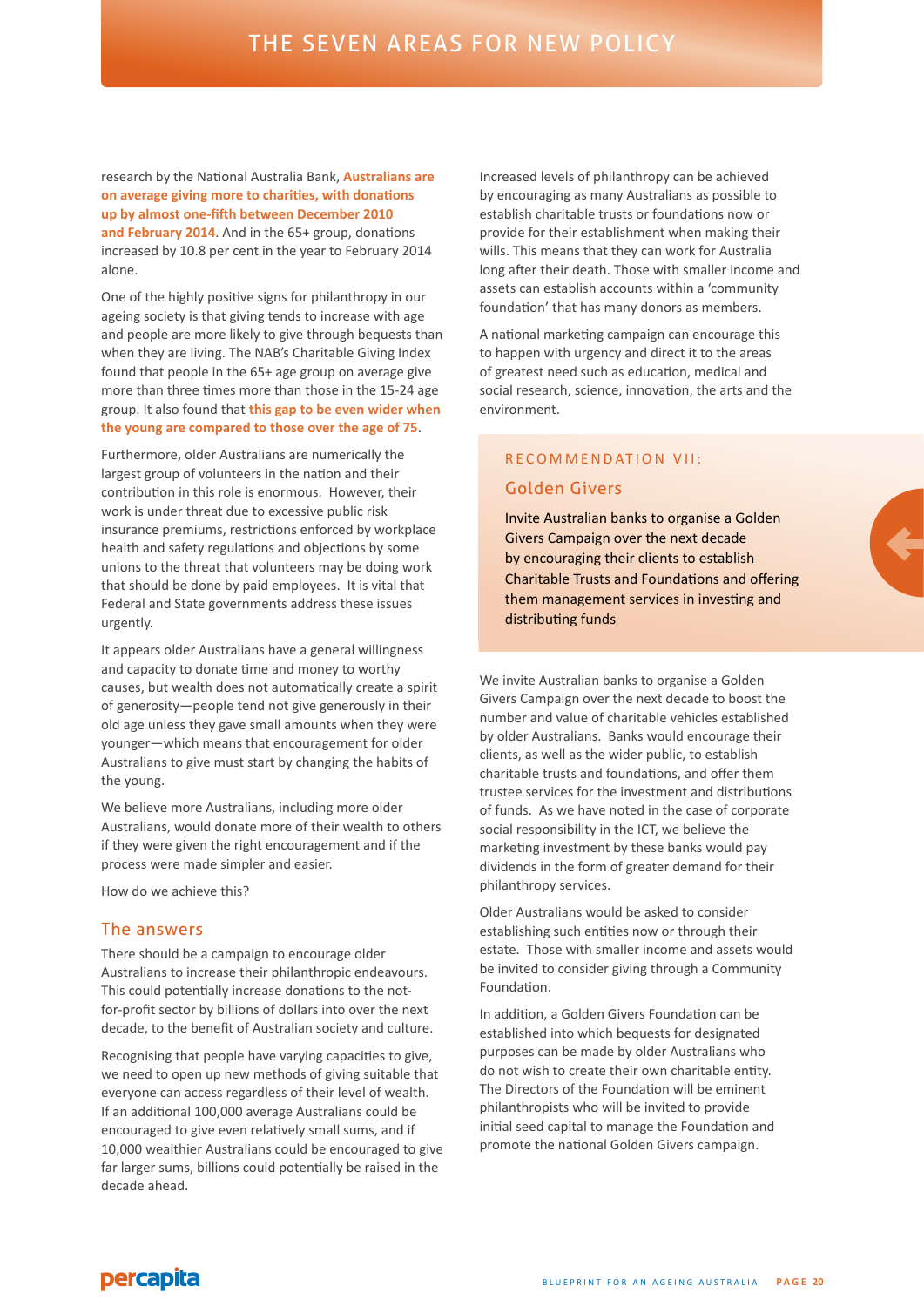research by the National Australia Bank, **Australians are on average giving more to charities, with donations up by almost one-fifth between December 2010 and February 2014**. And in the 65+ group, donations increased by 10.8 per cent in the year to February 2014 alone.

One of the highly positive signs for philanthropy in our ageing society is that giving tends to increase with age and people are more likely to give through bequests than when they are living. The NAB's Charitable Giving Index found that people in the 65+ age group on average give more than three times more than those in the 15-24 age group. It also found that **this gap to be even wider when the young are compared to those over the age of 75**.

Furthermore, older Australians are numerically the largest group of volunteers in the nation and their contribution in this role is enormous. However, their work is under threat due to excessive public risk insurance premiums, restrictions enforced by workplace health and safety regulations and objections by some unions to the threat that volunteers may be doing work that should be done by paid employees. It is vital that Federal and State governments address these issues urgently.

It appears older Australians have a general willingness and capacity to donate time and money to worthy causes, but wealth does not automatically create a spirit of generosity—people tend not give generously in their old age unless they gave small amounts when they were younger—which means that encouragement for older Australians to give must start by changing the habits of the young.

We believe more Australians, including more older Australians, would donate more of their wealth to others if they were given the right encouragement and if the process were made simpler and easier.

How do we achieve this?

## The answers

There should be a campaign to encourage older Australians to increase their philanthropic endeavours. This could potentially increase donations to the not-for-profit sector by billions of dollars into over the next decade, to the benefit of Australian society and culture.

Recognising that people have varying capacities to give, we need to open up new methods of giving suitable that everyone can access regardless of their level of wealth. If an additional 100,000 average Australians could be encouraged to give even relatively small sums, and if 10,000 wealthier Australians could be encouraged to give far larger sums, billions could potentially be raised in the decade ahead.

Increased levels of philanthropy can be achieved by encouraging as many Australians as possible to establish charitable trusts or foundations now or provide for their establishment when making their wills. This means that they can work for Australia long after their death. Those with smaller income and assets can establish accounts within a 'community foundation' that has many donors as members.

A national marketing campaign can encourage this to happen with urgency and direct it to the areas of greatest need such as education, medical and social research, science, innovation, the arts and the environment.

### RECOMMENDATION VII:

### Golden Givers

Invite Australian banks to organise a Golden Givers Campaign over the next decade by encouraging their clients to establish Charitable Trusts and Foundations and offering them management services in investing and distributing funds

We invite Australian banks to organise a Golden Givers Campaign over the next decade to boost the number and value of charitable vehicles established by older Australians. Banks would encourage their clients, as well as the wider public, to establish charitable trusts and foundations, and offer them trustee services for the investment and distributions of funds. As we have noted in the case of corporate social responsibility in the ICT, we believe the marketing investment by these banks would pay dividends in the form of greater demand for their philanthropy services.

Older Australians would be asked to consider establishing such entities now or through their estate. Those with smaller income and assets would be invited to consider giving through a Community Foundation.

In addition, a Golden Givers Foundation can be established into which bequests for designated purposes can be made by older Australians who do not wish to create their own charitable entity. The Directors of the Foundation will be eminent philanthropists who will be invited to provide initial seed capital to manage the Foundation and promote the national Golden Givers campaign.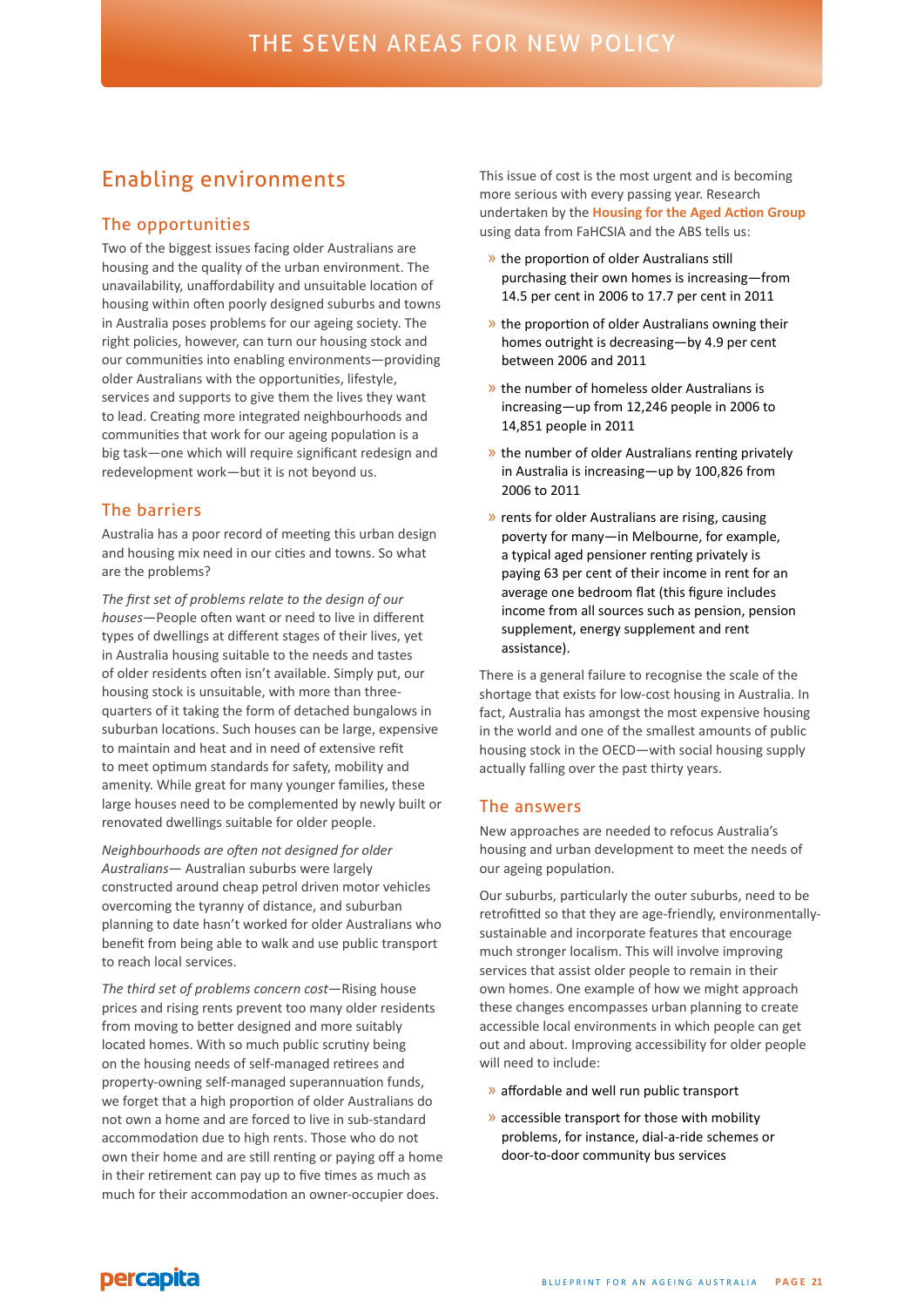# THE SEVEN AREAS FOR NEW POLICY

## Enabling environments

### The opportunities

Two of the biggest issues facing older Australians are housing and the quality of the urban environment. The unavailability, unaffordability and unsuitable location of housing within often poorly designed suburbs and towns in Australia poses problems for our ageing society. The right policies, however, can turn our housing stock and our communities into enabling environments—providing older Australians with the opportunities, lifestyle, services and supports to give them the lives they want to lead. Creating more integrated neighbourhoods and communities that work for our ageing population is a big task—one which will require significant redesign and redevelopment work—but it is not beyond us.

### The barriers

Australia has a poor record of meeting this urban design and housing mix need in our cities and towns. So what are the problems?

*The first set of problems relate to the design of our houses*—People often want or need to live in different types of dwellings at different stages of their lives, yet in Australia housing suitable to the needs and tastes of older residents often isn't available. Simply put, our housing stock is unsuitable, with more than three-quarters of it taking the form of detached bungalows in suburban locations. Such houses can be large, expensive to maintain and heat and in need of extensive refit to meet optimum standards for safety, mobility and amenity. While great for many younger families, these large houses need to be complemented by newly built or renovated dwellings suitable for older people.

*Neighbourhoods are often not designed for older Australians*— Australian suburbs were largely constructed around cheap petrol driven motor vehicles overcoming the tyranny of distance, and suburban planning to date hasn't worked for older Australians who benefit from being able to walk and use public transport to reach local services.

*The third set of problems concern cost*—Rising house prices and rising rents prevent too many older residents from moving to better designed and more suitably located homes. With so much public scrutiny being on the housing needs of self-managed retirees and property-owning self-managed superannuation funds, we forget that a high proportion of older Australians do not own a home and are forced to live in sub-standard accommodation due to high rents. Those who do not own their home and are still renting or paying off a home in their retirement can pay up to five times as much as much for their accommodation an owner-occupier does.

This issue of cost is the most urgent and is becoming more serious with every passing year. Research undertaken by the **Housing for the Aged Action Group** using data from FaHCSIA and the ABS tells us:

- the proportion of older Australians still purchasing their own homes is increasing—from 14.5 per cent in 2006 to 17.7 per cent in 2011
- the proportion of older Australians owning their homes outright is decreasing—by 4.9 per cent between 2006 and 2011
- the number of homeless older Australians is increasing—up from 12,246 people in 2006 to 14,851 people in 2011
- the number of older Australians renting privately in Australia is increasing—up by 100,826 from 2006 to 2011
- rents for older Australians are rising, causing poverty for many—in Melbourne, for example, a typical aged pensioner renting privately is paying 63 per cent of their income in rent for an average one bedroom flat (this figure includes income from all sources such as pension, pension supplement, energy supplement and rent assistance).

There is a general failure to recognise the scale of the shortage that exists for low-cost housing in Australia. In fact, Australia has amongst the most expensive housing in the world and one of the smallest amounts of public housing stock in the OECD—with social housing supply actually falling over the past thirty years.

### The answers

New approaches are needed to refocus Australia's housing and urban development to meet the needs of our ageing population.

Our suburbs, particularly the outer suburbs, need to be retrofitted so that they are age-friendly, environmentally-sustainable and incorporate features that encourage much stronger localism. This will involve improving services that assist older people to remain in their own homes. One example of how we might approach these changes encompasses urban planning to create accessible local environments in which people can get out and about. Improving accessibility for older people will need to include:

- affordable and well run public transport
- accessible transport for those with mobility problems, for instance, dial-a-ride schemes or door-to-door community bus services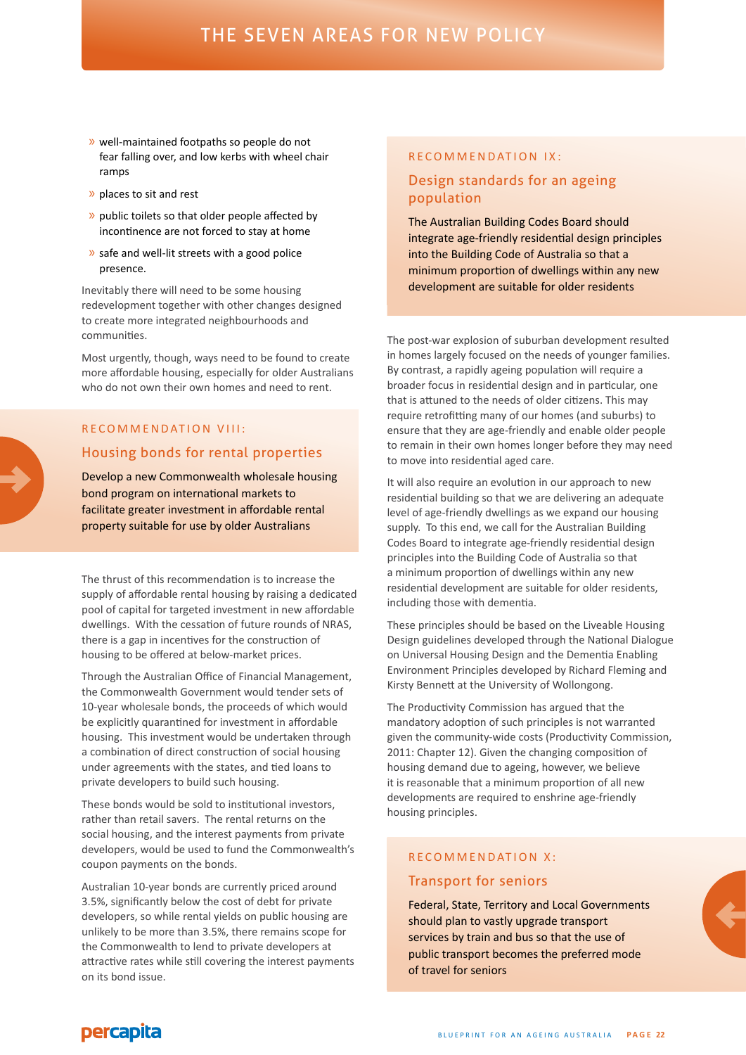- well-maintained footpaths so people do not fear falling over, and low kerbs with wheel chair ramps
- places to sit and rest
- public toilets so that older people affected by incontinence are not forced to stay at home
- safe and well-lit streets with a good police presence.

Inevitably there will need to be some housing redevelopment together with other changes designed to create more integrated neighbourhoods and communities.

Most urgently, though, ways need to be found to create more affordable housing, especially for older Australians who do not own their own homes and need to rent.

## RECOMMENDATION VIII:

### Housing bonds for rental properties

Develop a new Commonwealth wholesale housing bond program on international markets to facilitate greater investment in affordable rental property suitable for use by older Australians

The thrust of this recommendation is to increase the supply of affordable rental housing by raising a dedicated pool of capital for targeted investment in new affordable dwellings. With the cessation of future rounds of NRAS, there is a gap in incentives for the construction of housing to be offered at below-market prices.

Through the Australian Office of Financial Management, the Commonwealth Government would tender sets of 10-year wholesale bonds, the proceeds of which would be explicitly quarantined for investment in affordable housing. This investment would be undertaken through a combination of direct construction of social housing under agreements with the states, and tied loans to private developers to build such housing.

These bonds would be sold to institutional investors, rather than retail savers. The rental returns on the social housing, and the interest payments from private developers, would be used to fund the Commonwealth's coupon payments on the bonds.

Australian 10-year bonds are currently priced around 3.5%, significantly below the cost of debt for private developers, so while rental yields on public housing are unlikely to be more than 3.5%, there remains scope for the Commonwealth to lend to private developers at attractive rates while still covering the interest payments on its bond issue.

## RECOMMENDATION IX:

### Design standards for an ageing population

The Australian Building Codes Board should integrate age-friendly residential design principles into the Building Code of Australia so that a minimum proportion of dwellings within any new development are suitable for older residents

The post-war explosion of suburban development resulted in homes largely focused on the needs of younger families. By contrast, a rapidly ageing population will require a broader focus in residential design and in particular, one that is attuned to the needs of older citizens. This may require retrofitting many of our homes (and suburbs) to ensure that they are age-friendly and enable older people to remain in their own homes longer before they may need to move into residential aged care.

It will also require an evolution in our approach to new residential building so that we are delivering an adequate level of age-friendly dwellings as we expand our housing supply. To this end, we call for the Australian Building Codes Board to integrate age-friendly residential design principles into the Building Code of Australia so that a minimum proportion of dwellings within any new residential development are suitable for older residents, including those with dementia.

These principles should be based on the Liveable Housing Design guidelines developed through the National Dialogue on Universal Housing Design and the Dementia Enabling Environment Principles developed by Richard Fleming and Kirsty Bennett at the University of Wollongong.

The Productivity Commission has argued that the mandatory adoption of such principles is not warranted given the community-wide costs (Productivity Commission, 2011: Chapter 12). Given the changing composition of housing demand due to ageing, however, we believe it is reasonable that a minimum proportion of all new developments are required to enshrine age-friendly housing principles.

## RECOMMENDATION X:

### Transport for seniors

Federal, State, Territory and Local Governments should plan to vastly upgrade transport services by train and bus so that the use of public transport becomes the preferred mode of travel for seniors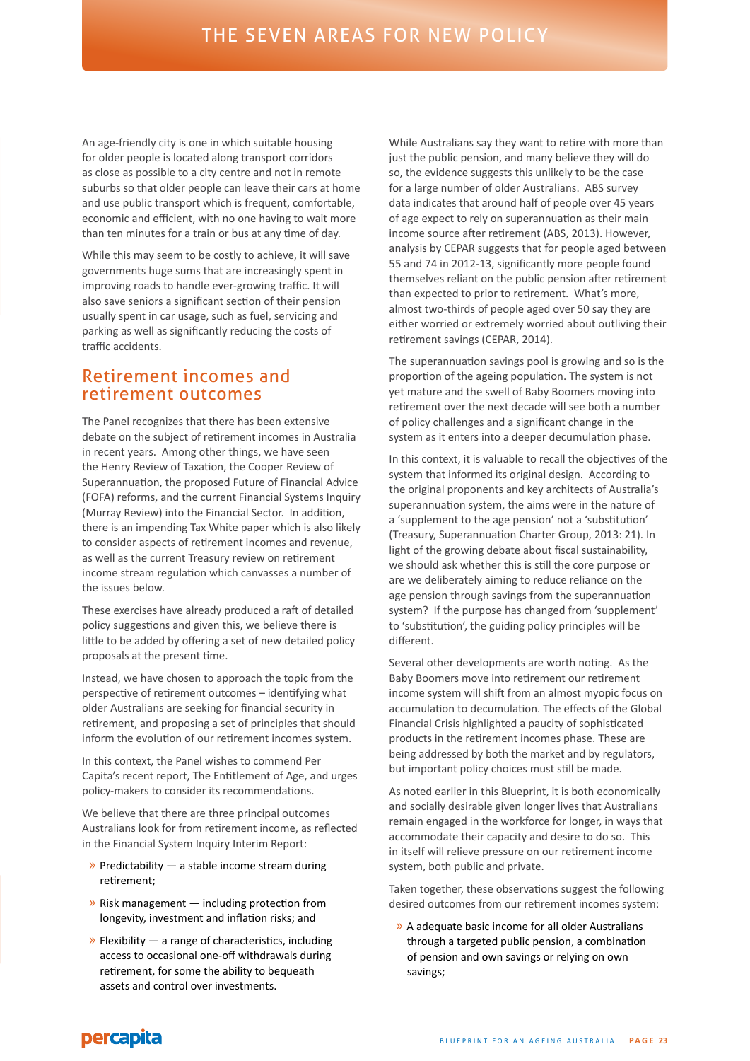An age-friendly city is one in which suitable housing for older people is located along transport corridors as close as possible to a city centre and not in remote suburbs so that older people can leave their cars at home and use public transport which is frequent, comfortable, economic and efficient, with no one having to wait more than ten minutes for a train or bus at any time of day.

While this may seem to be costly to achieve, it will save governments huge sums that are increasingly spent in improving roads to handle ever-growing traffic. It will also save seniors a significant section of their pension usually spent in car usage, such as fuel, servicing and parking as well as significantly reducing the costs of traffic accidents.

## Retirement incomes and retirement outcomes

The Panel recognizes that there has been extensive debate on the subject of retirement incomes in Australia in recent years. Among other things, we have seen the Henry Review of Taxation, the Cooper Review of Superannuation, the proposed Future of Financial Advice (FOFA) reforms, and the current Financial Systems Inquiry (Murray Review) into the Financial Sector. In addition, there is an impending Tax White paper which is also likely to consider aspects of retirement incomes and revenue, as well as the current Treasury review on retirement income stream regulation which canvasses a number of the issues below.

These exercises have already produced a raft of detailed policy suggestions and given this, we believe there is little to be added by offering a set of new detailed policy proposals at the present time.

Instead, we have chosen to approach the topic from the perspective of retirement outcomes – identifying what older Australians are seeking for financial security in retirement, and proposing a set of principles that should inform the evolution of our retirement incomes system.

In this context, the Panel wishes to commend Per Capita's recent report, The Entitlement of Age, and urges policy-makers to consider its recommendations.

We believe that there are three principal outcomes Australians look for from retirement income, as reflected in the Financial System Inquiry Interim Report:

- Predictability — a stable income stream during retirement;
- Risk management — including protection from longevity, investment and inflation risks; and
- Flexibility — a range of characteristics, including access to occasional one-off withdrawals during retirement, for some the ability to bequeath assets and control over investments.

While Australians say they want to retire with more than just the public pension, and many believe they will do so, the evidence suggests this unlikely to be the case for a large number of older Australians. ABS survey data indicates that around half of people over 45 years of age expect to rely on superannuation as their main income source after retirement (ABS, 2013). However, analysis by CEPAR suggests that for people aged between 55 and 74 in 2012-13, significantly more people found themselves reliant on the public pension after retirement than expected to prior to retirement. What's more, almost two-thirds of people aged over 50 say they are either worried or extremely worried about outliving their retirement savings (CEPAR, 2014).

The superannuation savings pool is growing and so is the proportion of the ageing population. The system is not yet mature and the swell of Baby Boomers moving into retirement over the next decade will see both a number of policy challenges and a significant change in the system as it enters into a deeper decumulation phase.

In this context, it is valuable to recall the objectives of the system that informed its original design. According to the original proponents and key architects of Australia's superannuation system, the aims were in the nature of a 'supplement to the age pension' not a 'substitution' (Treasury, Superannuation Charter Group, 2013: 21). In light of the growing debate about fiscal sustainability, we should ask whether this is still the core purpose or are we deliberately aiming to reduce reliance on the age pension through savings from the superannuation system? If the purpose has changed from 'supplement' to 'substitution', the guiding policy principles will be different.

Several other developments are worth noting. As the Baby Boomers move into retirement our retirement income system will shift from an almost myopic focus on accumulation to decumulation. The effects of the Global Financial Crisis highlighted a paucity of sophisticated products in the retirement incomes phase. These are being addressed by both the market and by regulators, but important policy choices must still be made.

As noted earlier in this Blueprint, it is both economically and socially desirable given longer lives that Australians remain engaged in the workforce for longer, in ways that accommodate their capacity and desire to do so. This in itself will relieve pressure on our retirement income system, both public and private.

Taken together, these observations suggest the following desired outcomes from our retirement incomes system:

- A adequate basic income for all older Australians through a targeted public pension, a combination of pension and own savings or relying on own savings;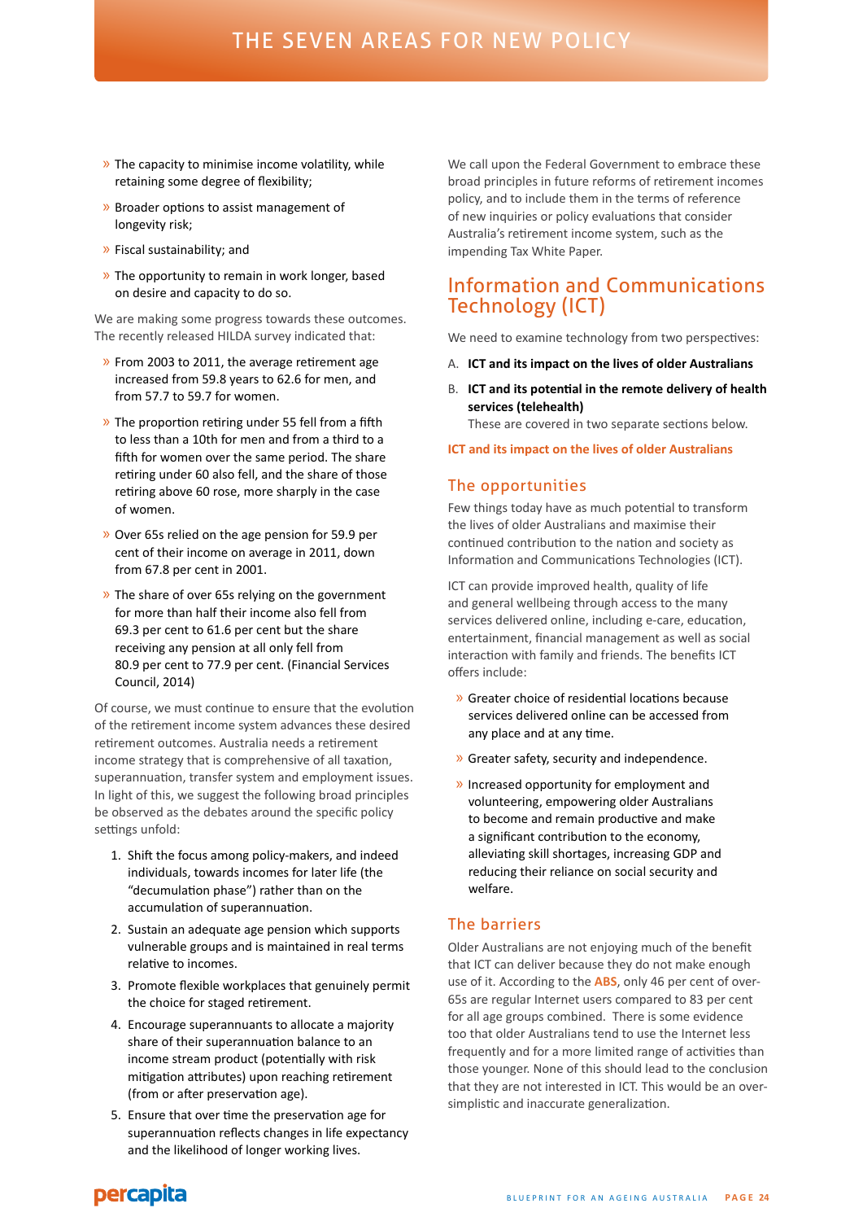- The capacity to minimise income volatility, while retaining some degree of flexibility;
- Broader options to assist management of longevity risk;
- Fiscal sustainability; and
- The opportunity to remain in work longer, based on desire and capacity to do so.

We are making some progress towards these outcomes. The recently released HILDA survey indicated that:

- From 2003 to 2011, the average retirement age increased from 59.8 years to 62.6 for men, and from 57.7 to 59.7 for women.
- The proportion retiring under 55 fell from a fifth to less than a 10th for men and from a third to a fifth for women over the same period. The share retiring under 60 also fell, and the share of those retiring above 60 rose, more sharply in the case of women.
- Over 65s relied on the age pension for 59.9 per cent of their income on average in 2011, down from 67.8 per cent in 2001.
- The share of over 65s relying on the government for more than half their income also fell from 69.3 per cent to 61.6 per cent but the share receiving any pension at all only fell from 80.9 per cent to 77.9 per cent. (Financial Services Council, 2014)

Of course, we must continue to ensure that the evolution of the retirement income system advances these desired retirement outcomes. Australia needs a retirement income strategy that is comprehensive of all taxation, superannuation, transfer system and employment issues. In light of this, we suggest the following broad principles be observed as the debates around the specific policy settings unfold:

1. Shift the focus among policy-makers, and indeed individuals, towards incomes for later life (the "decumulation phase") rather than on the accumulation of superannuation.
2. Sustain an adequate age pension which supports vulnerable groups and is maintained in real terms relative to incomes.
3. Promote flexible workplaces that genuinely permit the choice for staged retirement.
4. Encourage superannuants to allocate a majority share of their superannuation balance to an income stream product (potentially with risk mitigation attributes) upon reaching retirement (from or after preservation age).
5. Ensure that over time the preservation age for superannuation reflects changes in life expectancy and the likelihood of longer working lives.

We call upon the Federal Government to embrace these broad principles in future reforms of retirement incomes policy, and to include them in the terms of reference of new inquiries or policy evaluations that consider Australia's retirement income system, such as the impending Tax White Paper.

## Information and Communications Technology (ICT)

We need to examine technology from two perspectives:

A. **ICT and its impact on the lives of older Australians**

B. **ICT and its potential in the remote delivery of health services (telehealth)**

These are covered in two separate sections below.

**ICT and its impact on the lives of older Australians**

### The opportunities

Few things today have as much potential to transform the lives of older Australians and maximise their continued contribution to the nation and society as Information and Communications Technologies (ICT).

ICT can provide improved health, quality of life and general wellbeing through access to the many services delivered online, including e-care, education, entertainment, financial management as well as social interaction with family and friends. The benefits ICT offers include:

- Greater choice of residential locations because services delivered online can be accessed from any place and at any time.
- Greater safety, security and independence.
- Increased opportunity for employment and volunteering, empowering older Australians to become and remain productive and make a significant contribution to the economy, alleviating skill shortages, increasing GDP and reducing their reliance on social security and welfare.

### The barriers

Older Australians are not enjoying much of the benefit that ICT can deliver because they do not make enough use of it. According to the **ABS**, only 46 per cent of over-65s are regular Internet users compared to 83 per cent for all age groups combined. There is some evidence too that older Australians tend to use the Internet less frequently and for a more limited range of activities than those younger. None of this should lead to the conclusion that they are not interested in ICT. This would be an over-simplistic and inaccurate generalization.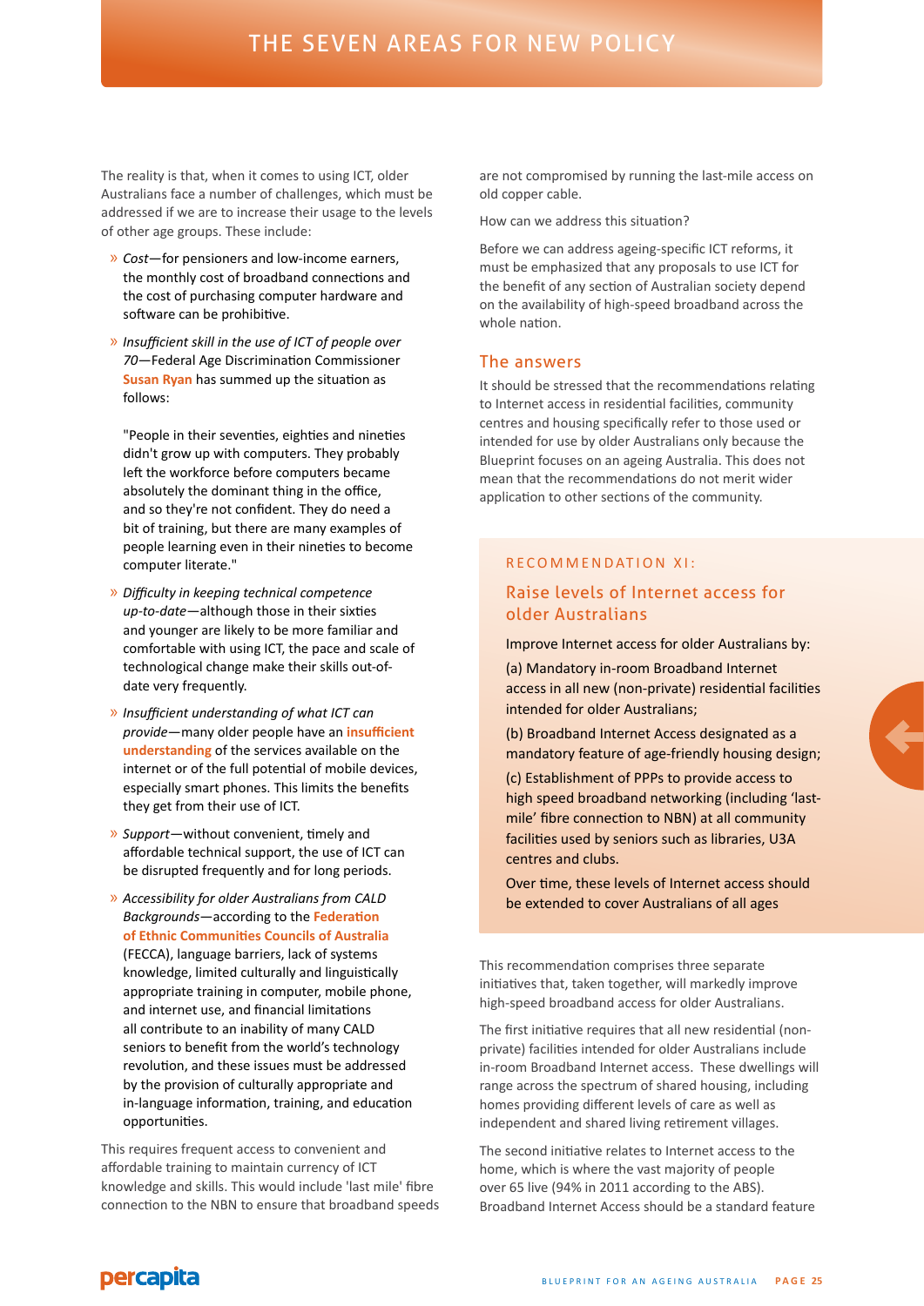# THE SEVEN AREAS FOR NEW POLICY

The reality is that, when it comes to using ICT, older Australians face a number of challenges, which must be addressed if we are to increase their usage to the levels of other age groups. These include:

- *Cost*—for pensioners and low-income earners, the monthly cost of broadband connections and the cost of purchasing computer hardware and software can be prohibitive.
- *Insufficient skill in the use of ICT of people over 70*—Federal Age Discrimination Commissioner **Susan Ryan** has summed up the situation as follows:

  "People in their seventies, eighties and nineties didn't grow up with computers. They probably left the workforce before computers became absolutely the dominant thing in the office, and so they're not confident. They do need a bit of training, but there are many examples of people learning even in their nineties to become computer literate."

- *Difficulty in keeping technical competence up-to-date*—although those in their sixties and younger are likely to be more familiar and comfortable with using ICT, the pace and scale of technological change make their skills out-of-date very frequently.
- *Insufficient understanding of what ICT can provide*—many older people have an **insufficient understanding** of the services available on the internet or of the full potential of mobile devices, especially smart phones. This limits the benefits they get from their use of ICT.
- *Support*—without convenient, timely and affordable technical support, the use of ICT can be disrupted frequently and for long periods.
- *Accessibility for older Australians from CALD Backgrounds*—according to the **Federation of Ethnic Communities Councils of Australia** (FECCA), language barriers, lack of systems knowledge, limited culturally and linguistically appropriate training in computer, mobile phone, and internet use, and financial limitations all contribute to an inability of many CALD seniors to benefit from the world's technology revolution, and these issues must be addressed by the provision of culturally appropriate and in-language information, training, and education opportunities.

This requires frequent access to convenient and affordable training to maintain currency of ICT knowledge and skills. This would include 'last mile' fibre connection to the NBN to ensure that broadband speeds are not compromised by running the last-mile access on old copper cable.

How can we address this situation?

Before we can address ageing-specific ICT reforms, it must be emphasized that any proposals to use ICT for the benefit of any section of Australian society depend on the availability of high-speed broadband across the whole nation.

## The answers

It should be stressed that the recommendations relating to Internet access in residential facilities, community centres and housing specifically refer to those used or intended for use by older Australians only because the Blueprint focuses on an ageing Australia. This does not mean that the recommendations do not merit wider application to other sections of the community.

> RECOMMENDATION XI:
>
> ### Raise levels of Internet access for older Australians
>
> Improve Internet access for older Australians by:
>
> (a) Mandatory in-room Broadband Internet access in all new (non-private) residential facilities intended for older Australians;
>
> (b) Broadband Internet Access designated as a mandatory feature of age-friendly housing design;
>
> (c) Establishment of PPPs to provide access to high speed broadband networking (including 'last-mile' fibre connection to NBN) at all community facilities used by seniors such as libraries, U3A centres and clubs.
>
> Over time, these levels of Internet access should be extended to cover Australians of all ages

This recommendation comprises three separate initiatives that, taken together, will markedly improve high-speed broadband access for older Australians.

The first initiative requires that all new residential (non-private) facilities intended for older Australians include in-room Broadband Internet access. These dwellings will range across the spectrum of shared housing, including homes providing different levels of care as well as independent and shared living retirement villages.

The second initiative relates to Internet access to the home, which is where the vast majority of people over 65 live (94% in 2011 according to the ABS). Broadband Internet Access should be a standard feature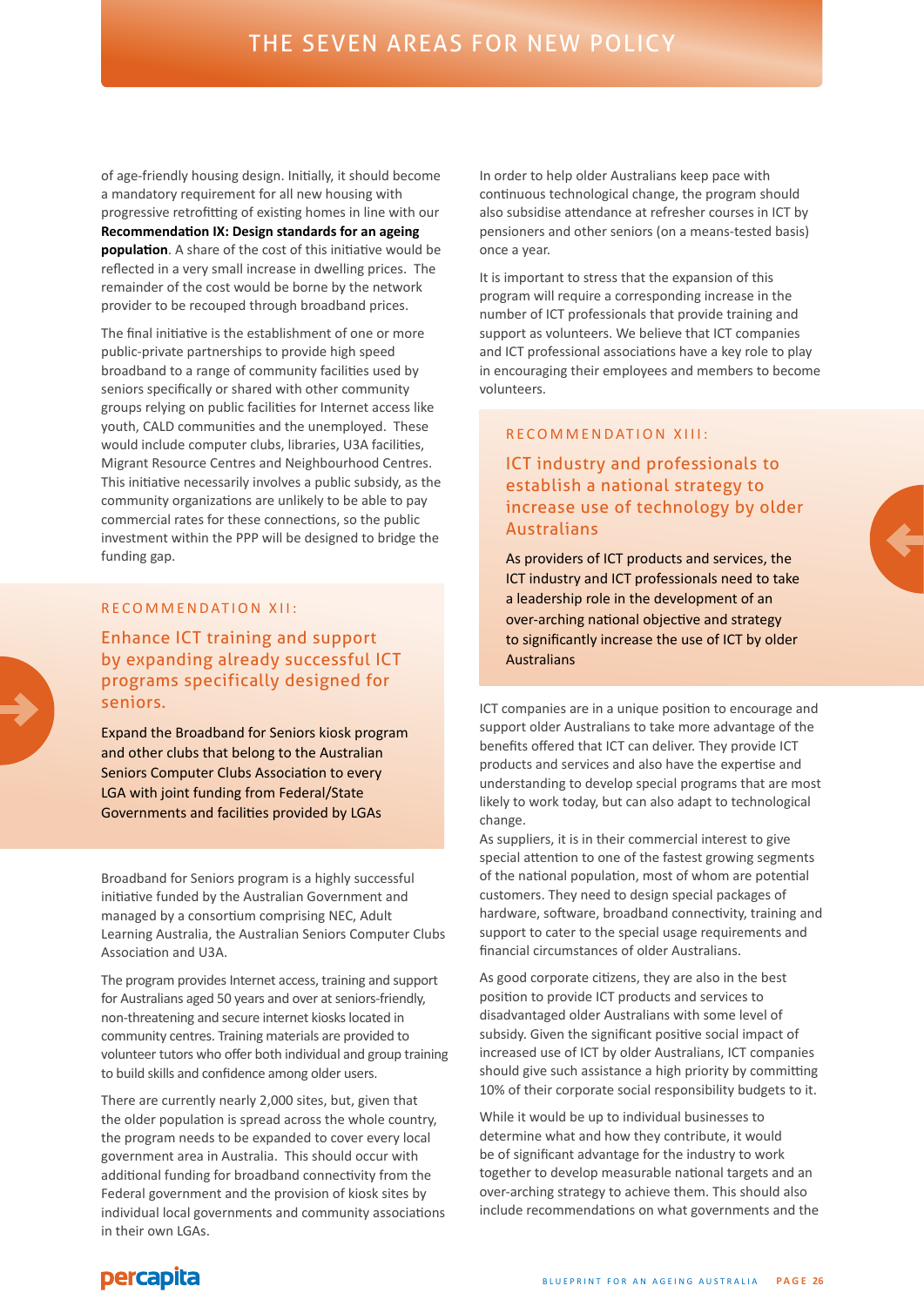of age-friendly housing design. Initially, it should become a mandatory requirement for all new housing with progressive retrofitting of existing homes in line with our **Recommendation IX: Design standards for an ageing population**. A share of the cost of this initiative would be reflected in a very small increase in dwelling prices. The remainder of the cost would be borne by the network provider to be recouped through broadband prices.

The final initiative is the establishment of one or more public-private partnerships to provide high speed broadband to a range of community facilities used by seniors specifically or shared with other community groups relying on public facilities for Internet access like youth, CALD communities and the unemployed. These would include computer clubs, libraries, U3A facilities, Migrant Resource Centres and Neighbourhood Centres. This initiative necessarily involves a public subsidy, as the community organizations are unlikely to be able to pay commercial rates for these connections, so the public investment within the PPP will be designed to bridge the funding gap.

## RECOMMENDATION XII:

### Enhance ICT training and support by expanding already successful ICT programs specifically designed for seniors.

Expand the Broadband for Seniors kiosk program and other clubs that belong to the Australian Seniors Computer Clubs Association to every LGA with joint funding from Federal/State Governments and facilities provided by LGAs

Broadband for Seniors program is a highly successful initiative funded by the Australian Government and managed by a consortium comprising NEC, Adult Learning Australia, the Australian Seniors Computer Clubs Association and U3A.

The program provides Internet access, training and support for Australians aged 50 years and over at seniors-friendly, non-threatening and secure internet kiosks located in community centres. Training materials are provided to volunteer tutors who offer both individual and group training to build skills and confidence among older users.

There are currently nearly 2,000 sites, but, given that the older population is spread across the whole country, the program needs to be expanded to cover every local government area in Australia. This should occur with additional funding for broadband connectivity from the Federal government and the provision of kiosk sites by individual local governments and community associations in their own LGAs.

In order to help older Australians keep pace with continuous technological change, the program should also subsidise attendance at refresher courses in ICT by pensioners and other seniors (on a means-tested basis) once a year.

It is important to stress that the expansion of this program will require a corresponding increase in the number of ICT professionals that provide training and support as volunteers. We believe that ICT companies and ICT professional associations have a key role to play in encouraging their employees and members to become volunteers.

## RECOMMENDATION XIII:

### ICT industry and professionals to establish a national strategy to increase use of technology by older Australians

As providers of ICT products and services, the ICT industry and ICT professionals need to take a leadership role in the development of an over-arching national objective and strategy to significantly increase the use of ICT by older Australians

ICT companies are in a unique position to encourage and support older Australians to take more advantage of the benefits offered that ICT can deliver. They provide ICT products and services and also have the expertise and understanding to develop special programs that are most likely to work today, but can also adapt to technological change.
As suppliers, it is in their commercial interest to give special attention to one of the fastest growing segments of the national population, most of whom are potential customers. They need to design special packages of hardware, software, broadband connectivity, training and support to cater to the special usage requirements and financial circumstances of older Australians.

As good corporate citizens, they are also in the best position to provide ICT products and services to disadvantaged older Australians with some level of subsidy. Given the significant positive social impact of increased use of ICT by older Australians, ICT companies should give such assistance a high priority by committing 10% of their corporate social responsibility budgets to it.

While it would be up to individual businesses to determine what and how they contribute, it would be of significant advantage for the industry to work together to develop measurable national targets and an over-arching strategy to achieve them. This should also include recommendations on what governments and the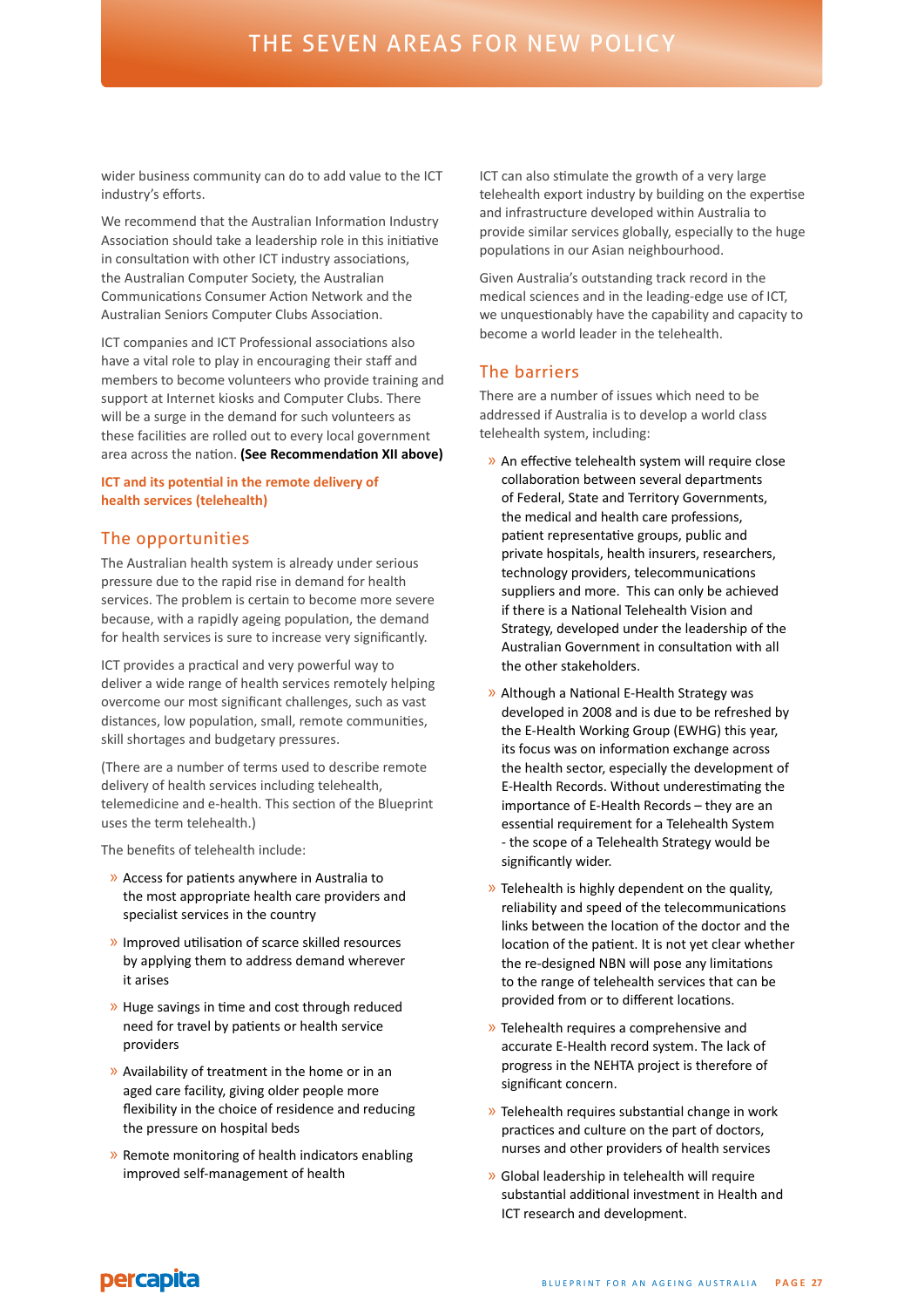wider business community can do to add value to the ICT industry's efforts.

We recommend that the Australian Information Industry Association should take a leadership role in this initiative in consultation with other ICT industry associations, the Australian Computer Society, the Australian Communications Consumer Action Network and the Australian Seniors Computer Clubs Association.

ICT companies and ICT Professional associations also have a vital role to play in encouraging their staff and members to become volunteers who provide training and support at Internet kiosks and Computer Clubs. There will be a surge in the demand for such volunteers as these facilities are rolled out to every local government area across the nation. **(See Recommendation XII above)**

### ICT and its potential in the remote delivery of health services (telehealth)

## The opportunities

The Australian health system is already under serious pressure due to the rapid rise in demand for health services. The problem is certain to become more severe because, with a rapidly ageing population, the demand for health services is sure to increase very significantly.

ICT provides a practical and very powerful way to deliver a wide range of health services remotely helping overcome our most significant challenges, such as vast distances, low population, small, remote communities, skill shortages and budgetary pressures.

(There are a number of terms used to describe remote delivery of health services including telehealth, telemedicine and e-health. This section of the Blueprint uses the term telehealth.)

The benefits of telehealth include:

- Access for patients anywhere in Australia to the most appropriate health care providers and specialist services in the country
- Improved utilisation of scarce skilled resources by applying them to address demand wherever it arises
- Huge savings in time and cost through reduced need for travel by patients or health service providers
- Availability of treatment in the home or in an aged care facility, giving older people more flexibility in the choice of residence and reducing the pressure on hospital beds
- Remote monitoring of health indicators enabling improved self-management of health

ICT can also stimulate the growth of a very large telehealth export industry by building on the expertise and infrastructure developed within Australia to provide similar services globally, especially to the huge populations in our Asian neighbourhood.

Given Australia's outstanding track record in the medical sciences and in the leading-edge use of ICT, we unquestionably have the capability and capacity to become a world leader in the telehealth.

## The barriers

There are a number of issues which need to be addressed if Australia is to develop a world class telehealth system, including:

- An effective telehealth system will require close collaboration between several departments of Federal, State and Territory Governments, the medical and health care professions, patient representative groups, public and private hospitals, health insurers, researchers, technology providers, telecommunications suppliers and more. This can only be achieved if there is a National Telehealth Vision and Strategy, developed under the leadership of the Australian Government in consultation with all the other stakeholders.
- Although a National E-Health Strategy was developed in 2008 and is due to be refreshed by the E-Health Working Group (EWHG) this year, its focus was on information exchange across the health sector, especially the development of E-Health Records. Without underestimating the importance of E-Health Records – they are an essential requirement for a Telehealth System - the scope of a Telehealth Strategy would be significantly wider.
- Telehealth is highly dependent on the quality, reliability and speed of the telecommunications links between the location of the doctor and the location of the patient. It is not yet clear whether the re-designed NBN will pose any limitations to the range of telehealth services that can be provided from or to different locations.
- Telehealth requires a comprehensive and accurate E-Health record system. The lack of progress in the NEHTA project is therefore of significant concern.
- Telehealth requires substantial change in work practices and culture on the part of doctors, nurses and other providers of health services
- Global leadership in telehealth will require substantial additional investment in Health and ICT research and development.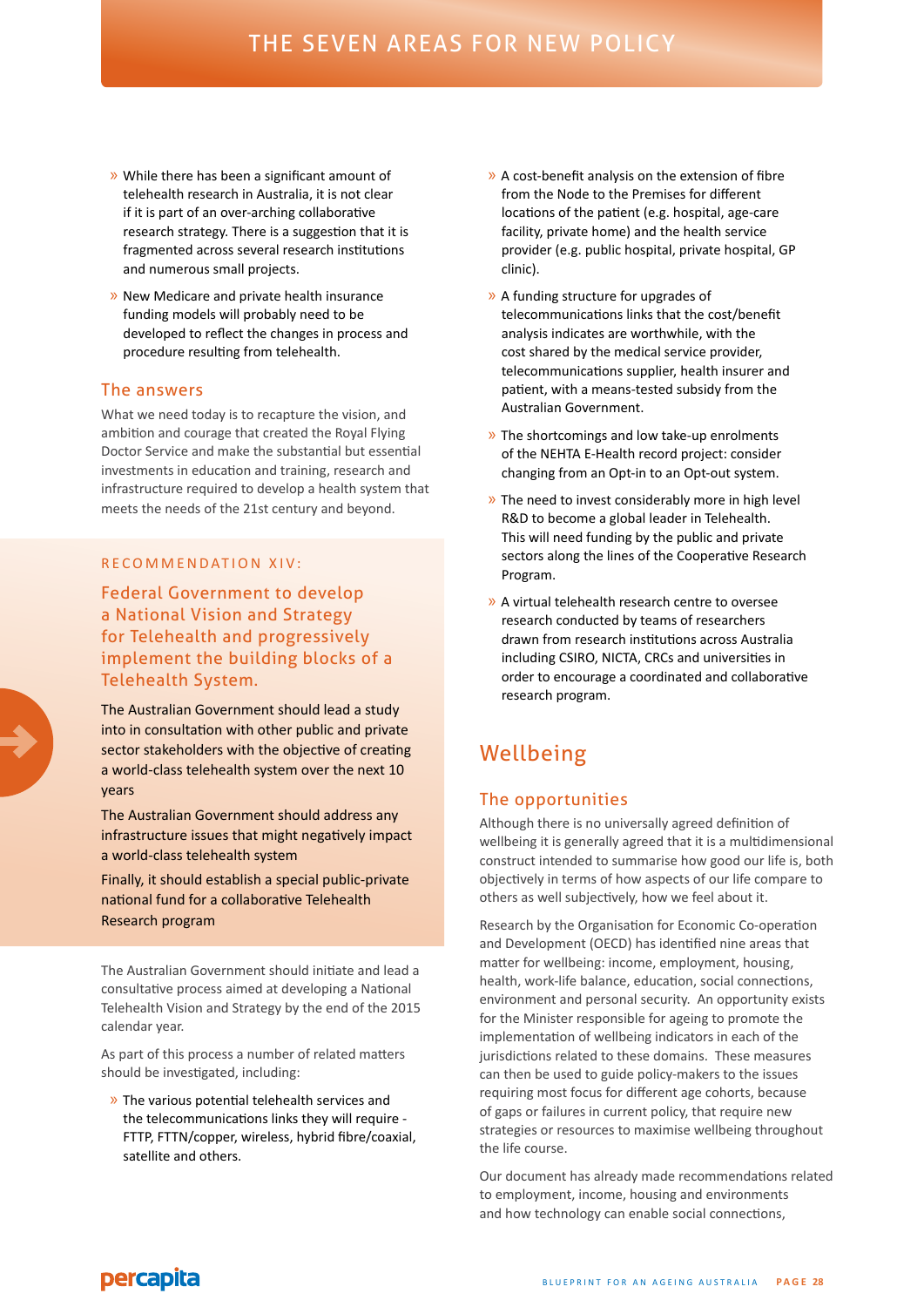- While there has been a significant amount of telehealth research in Australia, it is not clear if it is part of an over-arching collaborative research strategy. There is a suggestion that it is fragmented across several research institutions and numerous small projects.
- New Medicare and private health insurance funding models will probably need to be developed to reflect the changes in process and procedure resulting from telehealth.

### The answers

What we need today is to recapture the vision, and ambition and courage that created the Royal Flying Doctor Service and make the substantial but essential investments in education and training, research and infrastructure required to develop a health system that meets the needs of the 21st century and beyond.

#### RECOMMENDATION XIV:

#### Federal Government to develop a National Vision and Strategy for Telehealth and progressively implement the building blocks of a Telehealth System.

The Australian Government should lead a study into in consultation with other public and private sector stakeholders with the objective of creating a world-class telehealth system over the next 10 years

The Australian Government should address any infrastructure issues that might negatively impact a world-class telehealth system

Finally, it should establish a special public-private national fund for a collaborative Telehealth Research program

The Australian Government should initiate and lead a consultative process aimed at developing a National Telehealth Vision and Strategy by the end of the 2015 calendar year.

As part of this process a number of related matters should be investigated, including:

- The various potential telehealth services and the telecommunications links they will require - FTTP, FTTN/copper, wireless, hybrid fibre/coaxial, satellite and others.
- A cost-benefit analysis on the extension of fibre from the Node to the Premises for different locations of the patient (e.g. hospital, age-care facility, private home) and the health service provider (e.g. public hospital, private hospital, GP clinic).
- A funding structure for upgrades of telecommunications links that the cost/benefit analysis indicates are worthwhile, with the cost shared by the medical service provider, telecommunications supplier, health insurer and patient, with a means-tested subsidy from the Australian Government.
- The shortcomings and low take-up enrolments of the NEHTA E-Health record project: consider changing from an Opt-in to an Opt-out system.
- The need to invest considerably more in high level R&D to become a global leader in Telehealth. This will need funding by the public and private sectors along the lines of the Cooperative Research Program.
- A virtual telehealth research centre to oversee research conducted by teams of researchers drawn from research institutions across Australia including CSIRO, NICTA, CRCs and universities in order to encourage a coordinated and collaborative research program.

## Wellbeing

### The opportunities

Although there is no universally agreed definition of wellbeing it is generally agreed that it is a multidimensional construct intended to summarise how good our life is, both objectively in terms of how aspects of our life compare to others as well subjectively, how we feel about it.

Research by the Organisation for Economic Co-operation and Development (OECD) has identified nine areas that matter for wellbeing: income, employment, housing, health, work-life balance, education, social connections, environment and personal security. An opportunity exists for the Minister responsible for ageing to promote the implementation of wellbeing indicators in each of the jurisdictions related to these domains. These measures can then be used to guide policy-makers to the issues requiring most focus for different age cohorts, because of gaps or failures in current policy, that require new strategies or resources to maximise wellbeing throughout the life course.

Our document has already made recommendations related to employment, income, housing and environments and how technology can enable social connections,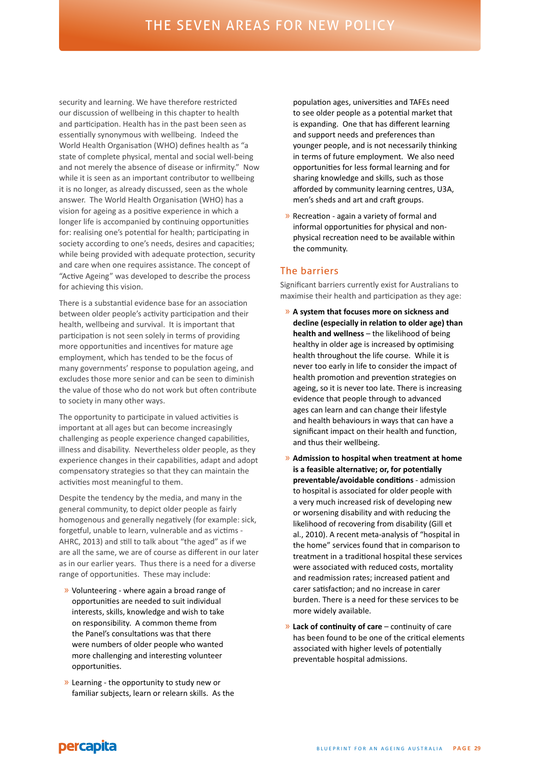security and learning. We have therefore restricted our discussion of wellbeing in this chapter to health and participation. Health has in the past been seen as essentially synonymous with wellbeing. Indeed the World Health Organisation (WHO) defines health as "a state of complete physical, mental and social well-being and not merely the absence of disease or infirmity." Now while it is seen as an important contributor to wellbeing it is no longer, as already discussed, seen as the whole answer. The World Health Organisation (WHO) has a vision for ageing as a positive experience in which a longer life is accompanied by continuing opportunities for: realising one's potential for health; participating in society according to one's needs, desires and capacities; while being provided with adequate protection, security and care when one requires assistance. The concept of "Active Ageing" was developed to describe the process for achieving this vision.

There is a substantial evidence base for an association between older people's activity participation and their health, wellbeing and survival. It is important that participation is not seen solely in terms of providing more opportunities and incentives for mature age employment, which has tended to be the focus of many governments' response to population ageing, and excludes those more senior and can be seen to diminish the value of those who do not work but often contribute to society in many other ways.

The opportunity to participate in valued activities is important at all ages but can become increasingly challenging as people experience changed capabilities, illness and disability. Nevertheless older people, as they experience changes in their capabilities, adapt and adopt compensatory strategies so that they can maintain the activities most meaningful to them.

Despite the tendency by the media, and many in the general community, to depict older people as fairly homogenous and generally negatively (for example: sick, forgetful, unable to learn, vulnerable and as victims - AHRC, 2013) and still to talk about "the aged" as if we are all the same, we are of course as different in our later as in our earlier years. Thus there is a need for a diverse range of opportunities. These may include:

- Volunteering - where again a broad range of opportunities are needed to suit individual interests, skills, knowledge and wish to take on responsibility. A common theme from the Panel's consultations was that there were numbers of older people who wanted more challenging and interesting volunteer opportunities.
- Learning - the opportunity to study new or familiar subjects, learn or relearn skills. As the population ages, universities and TAFEs need to see older people as a potential market that is expanding. One that has different learning and support needs and preferences than younger people, and is not necessarily thinking in terms of future employment. We also need opportunities for less formal learning and for sharing knowledge and skills, such as those afforded by community learning centres, U3A, men's sheds and art and craft groups.
- Recreation - again a variety of formal and informal opportunities for physical and non-physical recreation need to be available within the community.

## The barriers

Significant barriers currently exist for Australians to maximise their health and participation as they age:

- **A system that focuses more on sickness and decline (especially in relation to older age) than health and wellness** – the likelihood of being healthy in older age is increased by optimising health throughout the life course. While it is never too early in life to consider the impact of health promotion and prevention strategies on ageing, so it is never too late. There is increasing evidence that people through to advanced ages can learn and can change their lifestyle and health behaviours in ways that can have a significant impact on their health and function, and thus their wellbeing.
- **Admission to hospital when treatment at home is a feasible alternative; or, for potentially preventable/avoidable conditions** - admission to hospital is associated for older people with a very much increased risk of developing new or worsening disability and with reducing the likelihood of recovering from disability (Gill et al., 2010). A recent meta-analysis of "hospital in the home" services found that in comparison to treatment in a traditional hospital these services were associated with reduced costs, mortality and readmission rates; increased patient and carer satisfaction; and no increase in carer burden. There is a need for these services to be more widely available.
- **Lack of continuity of care** – continuity of care has been found to be one of the critical elements associated with higher levels of potentially preventable hospital admissions.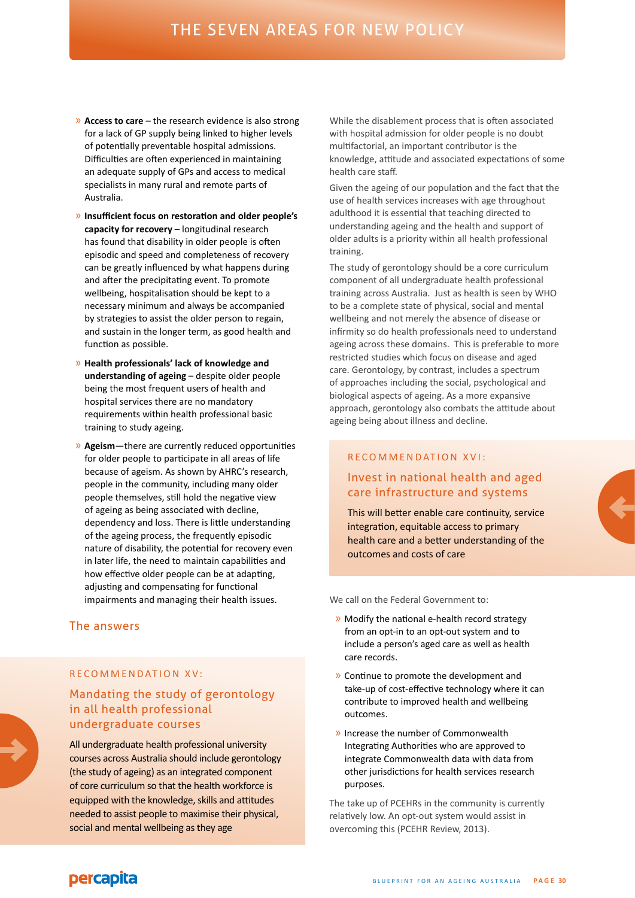# THE SEVEN AREAS FOR NEW POLICY

- **Access to care** – the research evidence is also strong for a lack of GP supply being linked to higher levels of potentially preventable hospital admissions. Difficulties are often experienced in maintaining an adequate supply of GPs and access to medical specialists in many rural and remote parts of Australia.
- **Insufficient focus on restoration and older people's capacity for recovery** – longitudinal research has found that disability in older people is often episodic and speed and completeness of recovery can be greatly influenced by what happens during and after the precipitating event. To promote wellbeing, hospitalisation should be kept to a necessary minimum and always be accompanied by strategies to assist the older person to regain, and sustain in the longer term, as good health and function as possible.
- **Health professionals' lack of knowledge and understanding of ageing** – despite older people being the most frequent users of health and hospital services there are no mandatory requirements within health professional basic training to study ageing.
- **Ageism**—there are currently reduced opportunities for older people to participate in all areas of life because of ageism. As shown by AHRC's research, people in the community, including many older people themselves, still hold the negative view of ageing as being associated with decline, dependency and loss. There is little understanding of the ageing process, the frequently episodic nature of disability, the potential for recovery even in later life, the need to maintain capabilities and how effective older people can be at adapting, adjusting and compensating for functional impairments and managing their health issues.

## The answers

### RECOMMENDATION XV:

### Mandating the study of gerontology in all health professional undergraduate courses

All undergraduate health professional university courses across Australia should include gerontology (the study of ageing) as an integrated component of core curriculum so that the health workforce is equipped with the knowledge, skills and attitudes needed to assist people to maximise their physical, social and mental wellbeing as they age

While the disablement process that is often associated with hospital admission for older people is no doubt multifactorial, an important contributor is the knowledge, attitude and associated expectations of some health care staff.

Given the ageing of our population and the fact that the use of health services increases with age throughout adulthood it is essential that teaching directed to understanding ageing and the health and support of older adults is a priority within all health professional training.

The study of gerontology should be a core curriculum component of all undergraduate health professional training across Australia. Just as health is seen by WHO to be a complete state of physical, social and mental wellbeing and not merely the absence of disease or infirmity so do health professionals need to understand ageing across these domains. This is preferable to more restricted studies which focus on disease and aged care. Gerontology, by contrast, includes a spectrum of approaches including the social, psychological and biological aspects of ageing. As a more expansive approach, gerontology also combats the attitude about ageing being about illness and decline.

### RECOMMENDATION XVI:

### Invest in national health and aged care infrastructure and systems

This will better enable care continuity, service integration, equitable access to primary health care and a better understanding of the outcomes and costs of care

We call on the Federal Government to:

- Modify the national e-health record strategy from an opt-in to an opt-out system and to include a person's aged care as well as health care records.
- Continue to promote the development and take-up of cost-effective technology where it can contribute to improved health and wellbeing outcomes.
- Increase the number of Commonwealth Integrating Authorities who are approved to integrate Commonwealth data with data from other jurisdictions for health services research purposes.

The take up of PCEHRs in the community is currently relatively low. An opt-out system would assist in overcoming this (PCEHR Review, 2013).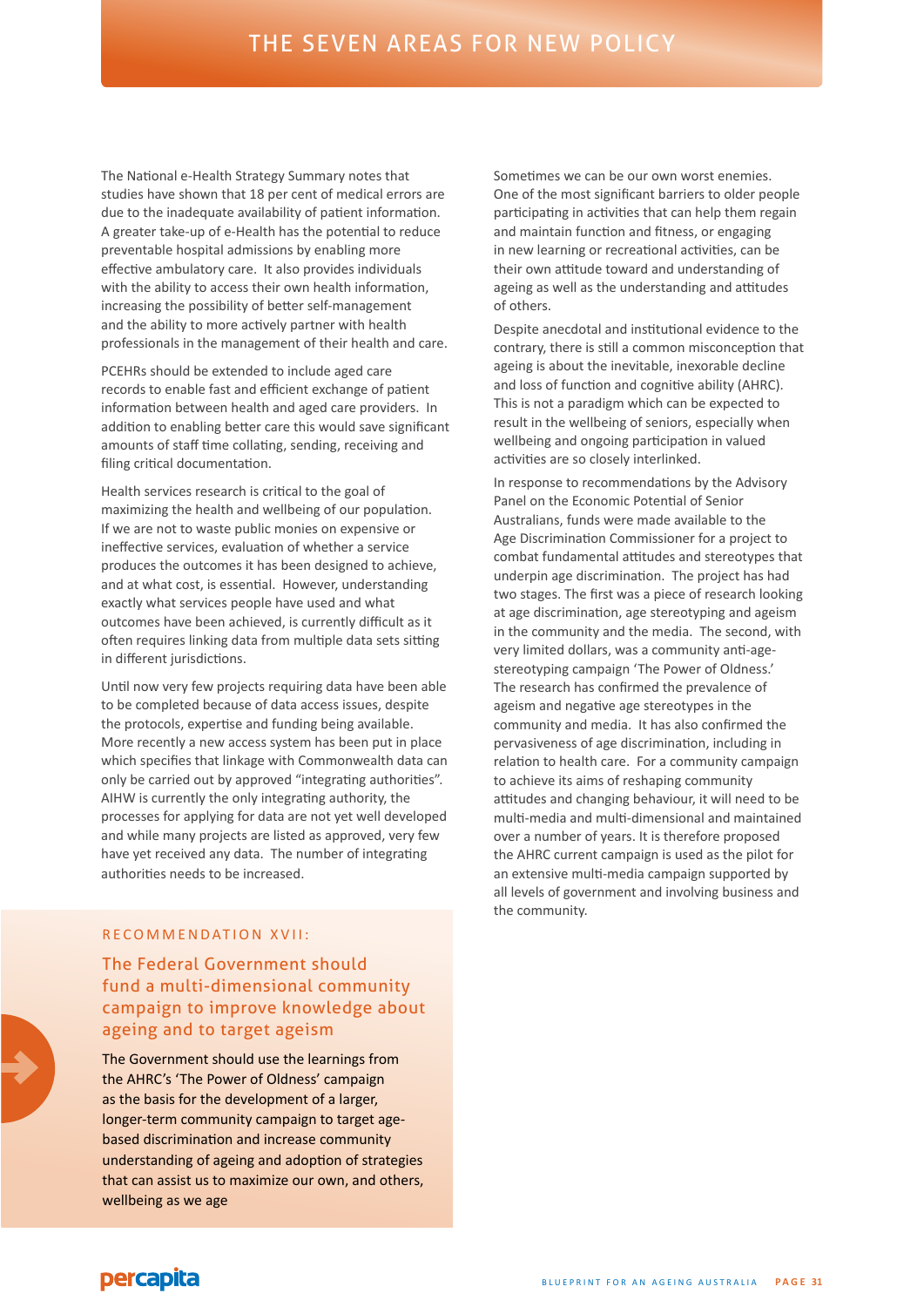The National e-Health Strategy Summary notes that studies have shown that 18 per cent of medical errors are due to the inadequate availability of patient information. A greater take-up of e-Health has the potential to reduce preventable hospital admissions by enabling more effective ambulatory care. It also provides individuals with the ability to access their own health information, increasing the possibility of better self-management and the ability to more actively partner with health professionals in the management of their health and care.

PCEHRs should be extended to include aged care records to enable fast and efficient exchange of patient information between health and aged care providers. In addition to enabling better care this would save significant amounts of staff time collating, sending, receiving and filing critical documentation.

Health services research is critical to the goal of maximizing the health and wellbeing of our population. If we are not to waste public monies on expensive or ineffective services, evaluation of whether a service produces the outcomes it has been designed to achieve, and at what cost, is essential. However, understanding exactly what services people have used and what outcomes have been achieved, is currently difficult as it often requires linking data from multiple data sets sitting in different jurisdictions.

Until now very few projects requiring data have been able to be completed because of data access issues, despite the protocols, expertise and funding being available. More recently a new access system has been put in place which specifies that linkage with Commonwealth data can only be carried out by approved "integrating authorities". AIHW is currently the only integrating authority, the processes for applying for data are not yet well developed and while many projects are listed as approved, very few have yet received any data. The number of integrating authorities needs to be increased.

### RECOMMENDATION XVII:

### The Federal Government should fund a multi-dimensional community campaign to improve knowledge about ageing and to target ageism

The Government should use the learnings from the AHRC's 'The Power of Oldness' campaign as the basis for the development of a larger, longer-term community campaign to target age-based discrimination and increase community understanding of ageing and adoption of strategies that can assist us to maximize our own, and others, wellbeing as we age

Sometimes we can be our own worst enemies. One of the most significant barriers to older people participating in activities that can help them regain and maintain function and fitness, or engaging in new learning or recreational activities, can be their own attitude toward and understanding of ageing as well as the understanding and attitudes of others.

Despite anecdotal and institutional evidence to the contrary, there is still a common misconception that ageing is about the inevitable, inexorable decline and loss of function and cognitive ability (AHRC). This is not a paradigm which can be expected to result in the wellbeing of seniors, especially when wellbeing and ongoing participation in valued activities are so closely interlinked.

In response to recommendations by the Advisory Panel on the Economic Potential of Senior Australians, funds were made available to the Age Discrimination Commissioner for a project to combat fundamental attitudes and stereotypes that underpin age discrimination. The project has had two stages. The first was a piece of research looking at age discrimination, age stereotyping and ageism in the community and the media. The second, with very limited dollars, was a community anti-age-stereotyping campaign 'The Power of Oldness.' The research has confirmed the prevalence of ageism and negative age stereotypes in the community and media. It has also confirmed the pervasiveness of age discrimination, including in relation to health care. For a community campaign to achieve its aims of reshaping community attitudes and changing behaviour, it will need to be multi-media and multi-dimensional and maintained over a number of years. It is therefore proposed the AHRC current campaign is used as the pilot for an extensive multi-media campaign supported by all levels of government and involving business and the community.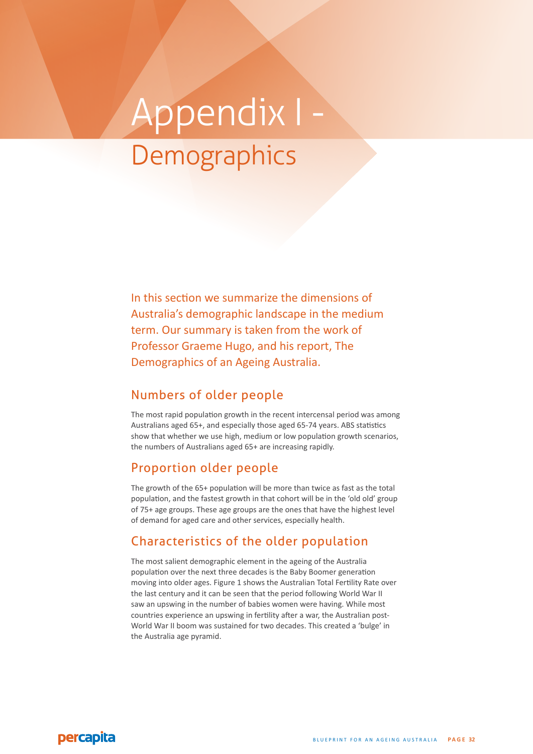# Appendix I - Demographics

In this section we summarize the dimensions of Australia's demographic landscape in the medium term. Our summary is taken from the work of Professor Graeme Hugo, and his report, The Demographics of an Ageing Australia.

## Numbers of older people

The most rapid population growth in the recent intercensal period was among Australians aged 65+, and especially those aged 65-74 years. ABS statistics show that whether we use high, medium or low population growth scenarios, the numbers of Australians aged 65+ are increasing rapidly.

## Proportion older people

The growth of the 65+ population will be more than twice as fast as the total population, and the fastest growth in that cohort will be in the 'old old' group of 75+ age groups. These age groups are the ones that have the highest level of demand for aged care and other services, especially health.

## Characteristics of the older population

The most salient demographic element in the ageing of the Australia population over the next three decades is the Baby Boomer generation moving into older ages. Figure 1 shows the Australian Total Fertility Rate over the last century and it can be seen that the period following World War II saw an upswing in the number of babies women were having. While most countries experience an upswing in fertility after a war, the Australian post-World War II boom was sustained for two decades. This created a 'bulge' in the Australia age pyramid.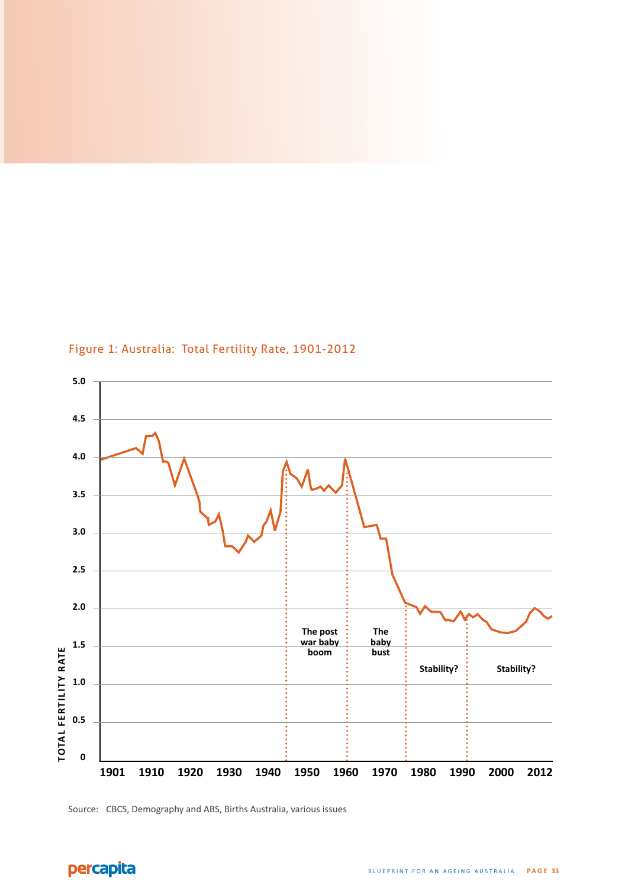Figure 1: Australia: Total Fertility Rate, 1901-2012

Source: CBCS, Demography and ABS, Births Australia, various issues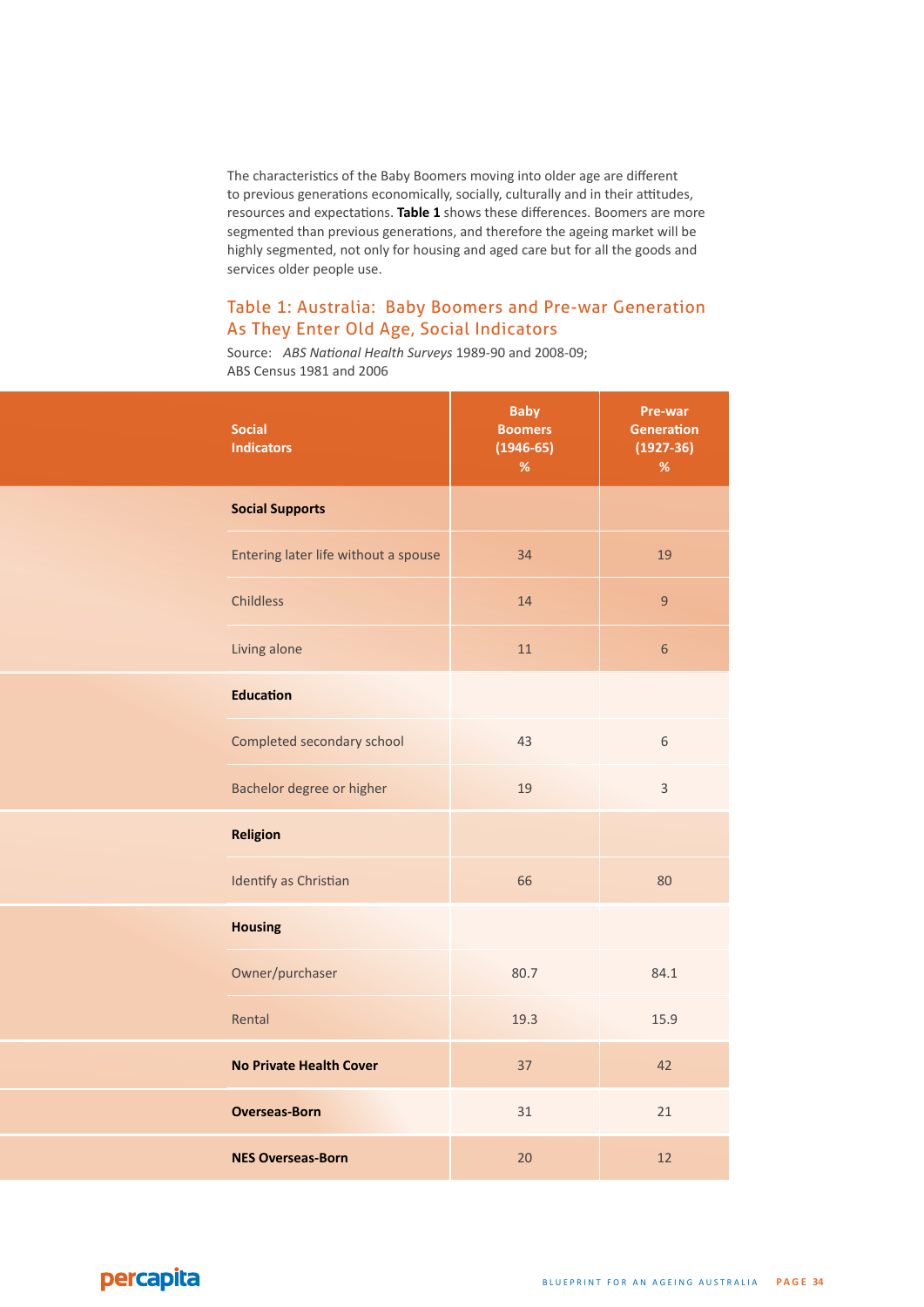The characteristics of the Baby Boomers moving into older age are different to previous generations economically, socially, culturally and in their attitudes, resources and expectations. **Table 1** shows these differences. Boomers are more segmented than previous generations, and therefore the ageing market will be highly segmented, not only for housing and aged care but for all the goods and services older people use.

### Table 1: Australia: Baby Boomers and Pre-war Generation As They Enter Old Age, Social Indicators

Source: *ABS National Health Surveys* 1989-90 and 2008-09; ABS Census 1981 and 2006

| Social Indicators | Baby Boomers (1946-65) % | Pre-war Generation (1927-36) % |
|---|---|---|
| **Social Supports** | | |
| Entering later life without a spouse | 34 | 19 |
| Childless | 14 | 9 |
| Living alone | 11 | 6 |
| **Education** | | |
| Completed secondary school | 43 | 6 |
| Bachelor degree or higher | 19 | 3 |
| **Religion** | | |
| Identify as Christian | 66 | 80 |
| **Housing** | | |
| Owner/purchaser | 80.7 | 84.1 |
| Rental | 19.3 | 15.9 |
| **No Private Health Cover** | 37 | 42 |
| **Overseas-Born** | 31 | 21 |
| **NES Overseas-Born** | 20 | 12 |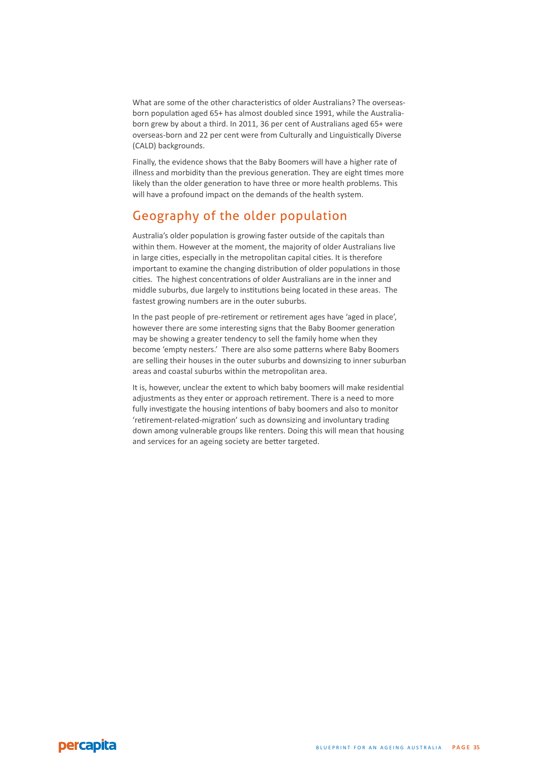What are some of the other characteristics of older Australians? The overseas-born population aged 65+ has almost doubled since 1991, while the Australia-born grew by about a third. In 2011, 36 per cent of Australians aged 65+ were overseas-born and 22 per cent were from Culturally and Linguistically Diverse (CALD) backgrounds.

Finally, the evidence shows that the Baby Boomers will have a higher rate of illness and morbidity than the previous generation. They are eight times more likely than the older generation to have three or more health problems. This will have a profound impact on the demands of the health system.

## Geography of the older population

Australia's older population is growing faster outside of the capitals than within them. However at the moment, the majority of older Australians live in large cities, especially in the metropolitan capital cities. It is therefore important to examine the changing distribution of older populations in those cities. The highest concentrations of older Australians are in the inner and middle suburbs, due largely to institutions being located in these areas. The fastest growing numbers are in the outer suburbs.

In the past people of pre-retirement or retirement ages have 'aged in place', however there are some interesting signs that the Baby Boomer generation may be showing a greater tendency to sell the family home when they become 'empty nesters.' There are also some patterns where Baby Boomers are selling their houses in the outer suburbs and downsizing to inner suburban areas and coastal suburbs within the metropolitan area.

It is, however, unclear the extent to which baby boomers will make residential adjustments as they enter or approach retirement. There is a need to more fully investigate the housing intentions of baby boomers and also to monitor 'retirement-related-migration' such as downsizing and involuntary trading down among vulnerable groups like renters. Doing this will mean that housing and services for an ageing society are better targeted.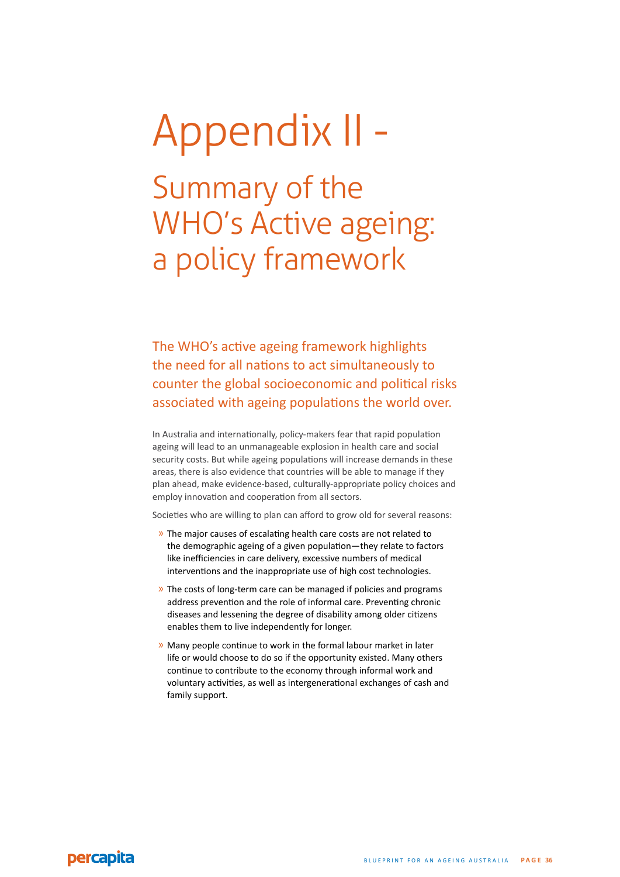# Appendix II -

## Summary of the WHO's Active ageing: a policy framework

The WHO's active ageing framework highlights the need for all nations to act simultaneously to counter the global socioeconomic and political risks associated with ageing populations the world over.

In Australia and internationally, policy-makers fear that rapid population ageing will lead to an unmanageable explosion in health care and social security costs. But while ageing populations will increase demands in these areas, there is also evidence that countries will be able to manage if they plan ahead, make evidence-based, culturally-appropriate policy choices and employ innovation and cooperation from all sectors.

Societies who are willing to plan can afford to grow old for several reasons:

- The major causes of escalating health care costs are not related to the demographic ageing of a given population—they relate to factors like inefficiencies in care delivery, excessive numbers of medical interventions and the inappropriate use of high cost technologies.
- The costs of long-term care can be managed if policies and programs address prevention and the role of informal care. Preventing chronic diseases and lessening the degree of disability among older citizens enables them to live independently for longer.
- Many people continue to work in the formal labour market in later life or would choose to do so if the opportunity existed. Many others continue to contribute to the economy through informal work and voluntary activities, as well as intergenerational exchanges of cash and family support.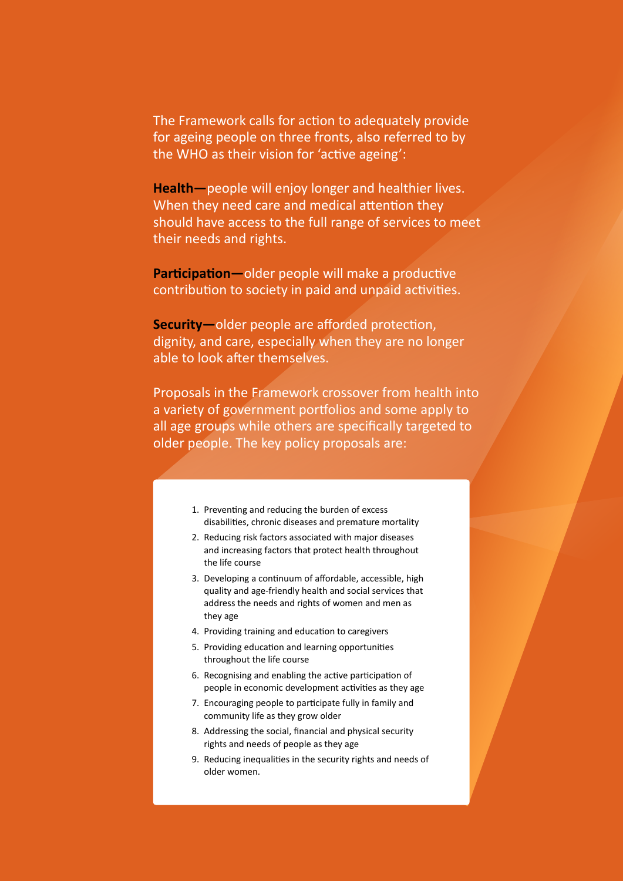The Framework calls for action to adequately provide for ageing people on three fronts, also referred to by the WHO as their vision for 'active ageing':

**Health—**people will enjoy longer and healthier lives. When they need care and medical attention they should have access to the full range of services to meet their needs and rights.

**Participation—**older people will make a productive contribution to society in paid and unpaid activities.

**Security—**older people are afforded protection, dignity, and care, especially when they are no longer able to look after themselves.

Proposals in the Framework crossover from health into a variety of government portfolios and some apply to all age groups while others are specifically targeted to older people. The key policy proposals are:

1. Preventing and reducing the burden of excess disabilities, chronic diseases and premature mortality
2. Reducing risk factors associated with major diseases and increasing factors that protect health throughout the life course
3. Developing a continuum of affordable, accessible, high quality and age-friendly health and social services that address the needs and rights of women and men as they age
4. Providing training and education to caregivers
5. Providing education and learning opportunities throughout the life course
6. Recognising and enabling the active participation of people in economic development activities as they age
7. Encouraging people to participate fully in family and community life as they grow older
8. Addressing the social, financial and physical security rights and needs of people as they age
9. Reducing inequalities in the security rights and needs of older women.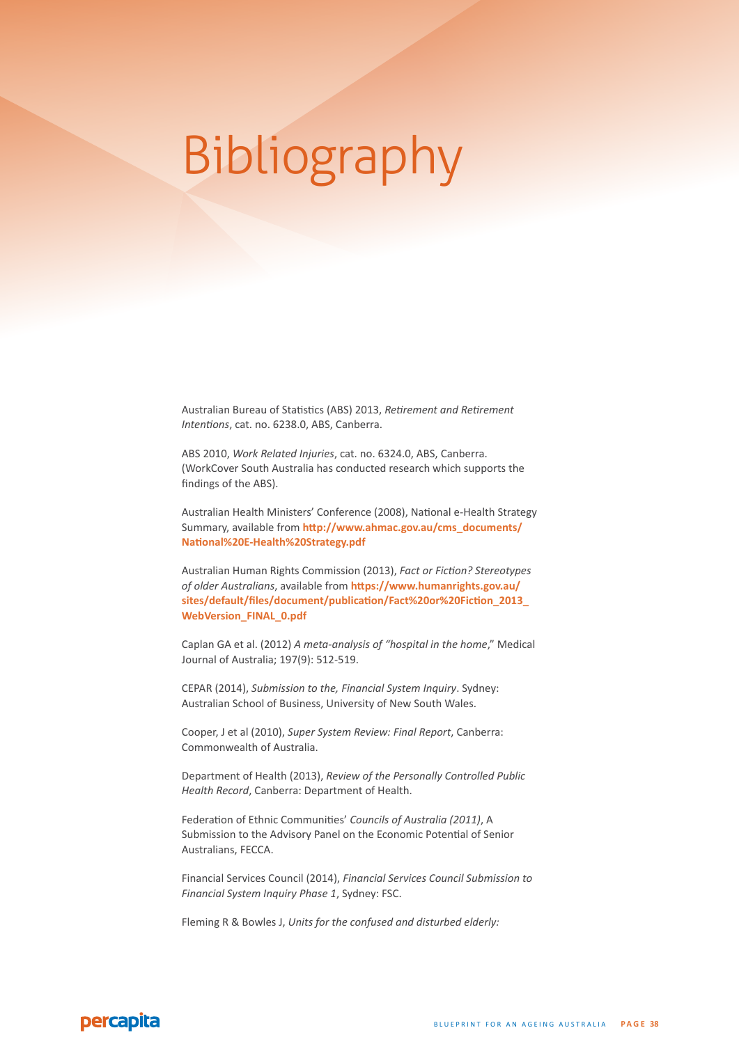# Bibliography

Australian Bureau of Statistics (ABS) 2013, *Retirement and Retirement Intentions*, cat. no. 6238.0, ABS, Canberra.

ABS 2010, *Work Related Injuries*, cat. no. 6324.0, ABS, Canberra. (WorkCover South Australia has conducted research which supports the findings of the ABS).

Australian Health Ministers' Conference (2008), National e-Health Strategy Summary, available from **http://www.ahmac.gov.au/cms_documents/National%20E-Health%20Strategy.pdf**

Australian Human Rights Commission (2013), *Fact or Fiction? Stereotypes of older Australians*, available from **https://www.humanrights.gov.au/sites/default/files/document/publication/Fact%20or%20Fiction_2013_WebVersion_FINAL_0.pdf**

Caplan GA et al. (2012) *A meta-analysis of "hospital in the home*," Medical Journal of Australia; 197(9): 512-519.

CEPAR (2014), *Submission to the, Financial System Inquiry*. Sydney: Australian School of Business, University of New South Wales.

Cooper, J et al (2010), *Super System Review: Final Report*, Canberra: Commonwealth of Australia.

Department of Health (2013), *Review of the Personally Controlled Public Health Record*, Canberra: Department of Health.

Federation of Ethnic Communities' *Councils of Australia (2011)*, A Submission to the Advisory Panel on the Economic Potential of Senior Australians, FECCA.

Financial Services Council (2014), *Financial Services Council Submission to Financial System Inquiry Phase 1*, Sydney: FSC.

Fleming R & Bowles J, *Units for the confused and disturbed elderly:*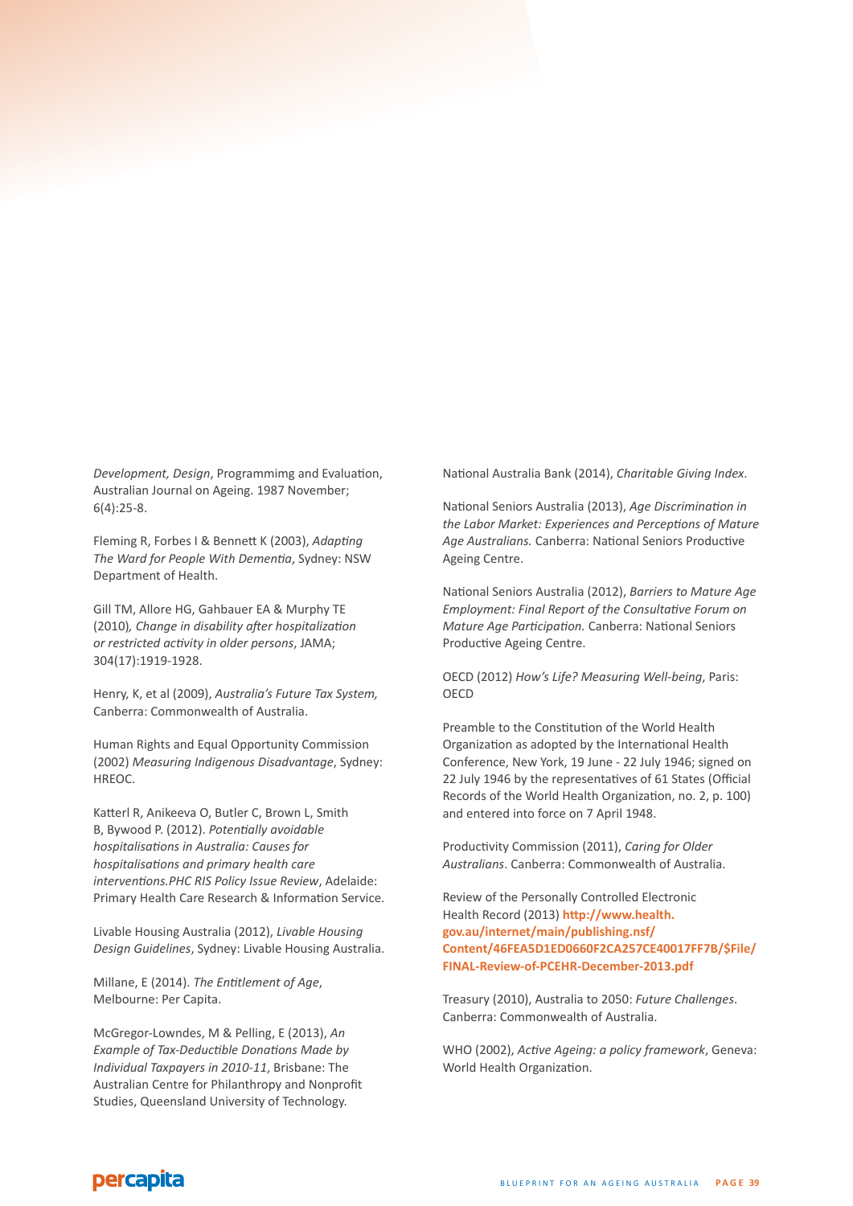*Development, Design*, Programmimg and Evaluation, Australian Journal on Ageing. 1987 November; 6(4):25-8.

Fleming R, Forbes I & Bennett K (2003), *Adapting The Ward for People With Dementia*, Sydney: NSW Department of Health.

Gill TM, Allore HG, Gahbauer EA & Murphy TE (2010), *Change in disability after hospitalization or restricted activity in older persons*, JAMA; 304(17):1919-1928.

Henry, K, et al (2009), *Australia's Future Tax System,* Canberra: Commonwealth of Australia.

Human Rights and Equal Opportunity Commission (2002) *Measuring Indigenous Disadvantage*, Sydney: HREOC.

Katterl R, Anikeeva O, Butler C, Brown L, Smith B, Bywood P. (2012). *Potentially avoidable hospitalisations in Australia: Causes for hospitalisations and primary health care interventions.PHC RIS Policy Issue Review*, Adelaide: Primary Health Care Research & Information Service.

Livable Housing Australia (2012), *Livable Housing Design Guidelines*, Sydney: Livable Housing Australia.

Millane, E (2014). *The Entitlement of Age*, Melbourne: Per Capita.

McGregor-Lowndes, M & Pelling, E (2013), *An Example of Tax-Deductible Donations Made by Individual Taxpayers in 2010-11*, Brisbane: The Australian Centre for Philanthropy and Nonprofit Studies, Queensland University of Technology.

National Australia Bank (2014), *Charitable Giving Index*.

National Seniors Australia (2013), *Age Discrimination in the Labor Market: Experiences and Perceptions of Mature Age Australians.* Canberra: National Seniors Productive Ageing Centre.

National Seniors Australia (2012), *Barriers to Mature Age Employment: Final Report of the Consultative Forum on Mature Age Participation.* Canberra: National Seniors Productive Ageing Centre.

OECD (2012) *How's Life? Measuring Well-being*, Paris: OECD

Preamble to the Constitution of the World Health Organization as adopted by the International Health Conference, New York, 19 June - 22 July 1946; signed on 22 July 1946 by the representatives of 61 States (Official Records of the World Health Organization, no. 2, p. 100) and entered into force on 7 April 1948.

Productivity Commission (2011), *Caring for Older Australians*. Canberra: Commonwealth of Australia.

Review of the Personally Controlled Electronic Health Record (2013) **http://www.health.gov.au/internet/main/publishing.nsf/Content/46FEA5D1ED0660F2CA257CE40017FF7B/$File/FINAL-Review-of-PCEHR-December-2013.pdf**

Treasury (2010), Australia to 2050: *Future Challenges*. Canberra: Commonwealth of Australia.

WHO (2002), *Active Ageing: a policy framework*, Geneva: World Health Organization.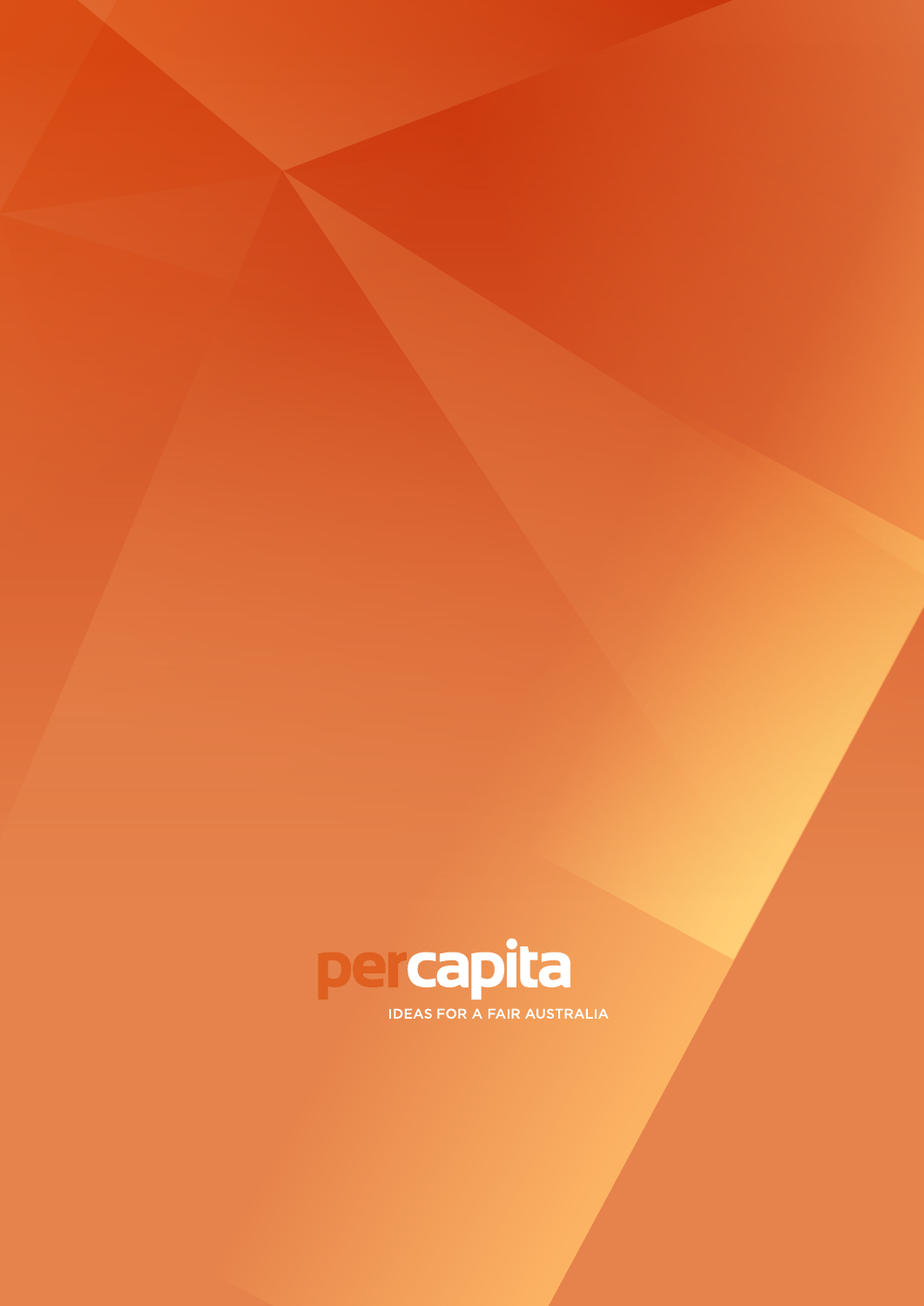percapita

IDEAS FOR A FAIR AUSTRALIA